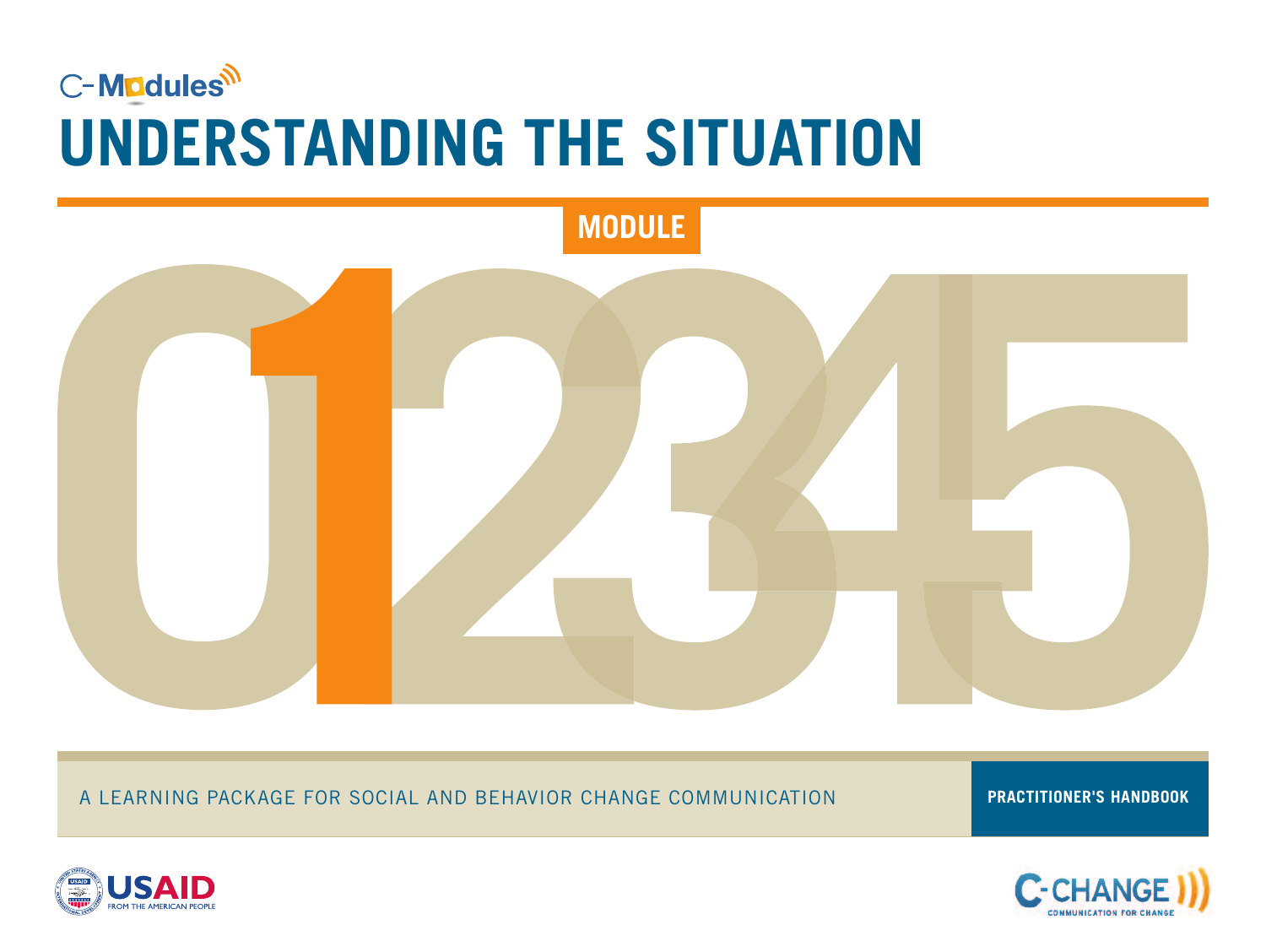C-Modules

# UNDERSTANDING THE SITUATION

MODULE

0 **1** 2 3 4 5

A LEARNING PACKAGE FOR SOCIAL AND BEHAVIOR CHANGE COMMUNICATION

**PRACTITIONER'S HANDBOOK**

USAID FROM THE AMERICAN PEOPLE

C-CHANGE COMMUNICATION FOR CHANGE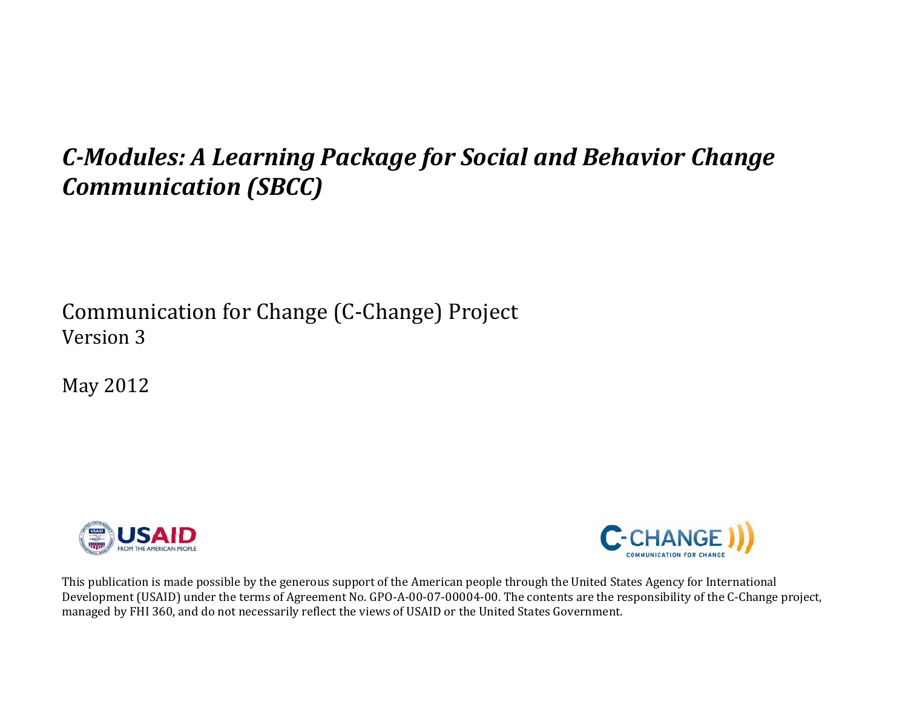# *C-Modules: A Learning Package for Social and Behavior Change Communication (SBCC)*

Communication for Change (C-Change) Project
Version 3

May 2012

This publication is made possible by the generous support of the American people through the United States Agency for International Development (USAID) under the terms of Agreement No. GPO-A-00-07-00004-00. The contents are the responsibility of the C-Change project, managed by FHI 360, and do not necessarily reflect the views of USAID or the United States Government.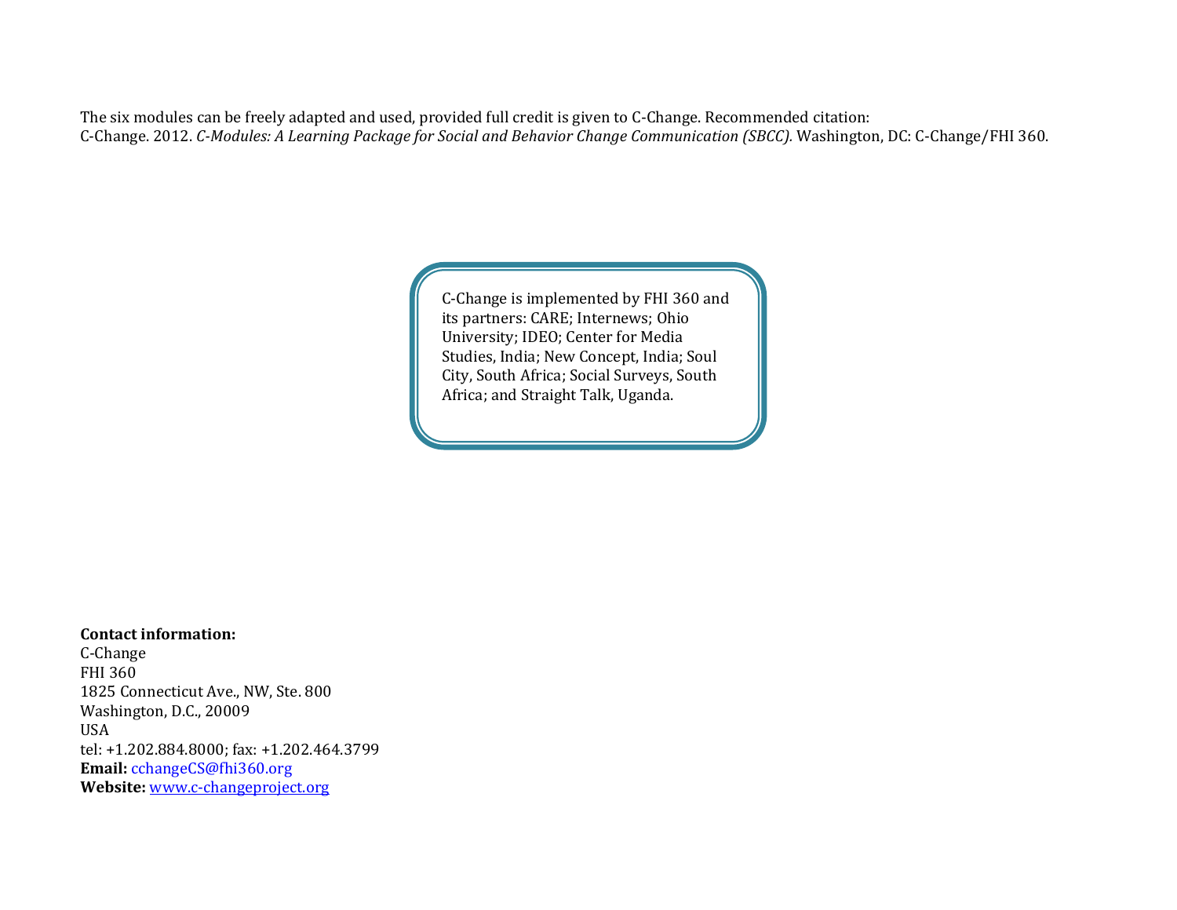The six modules can be freely adapted and used, provided full credit is given to C-Change. Recommended citation:
C-Change. 2012. *C-Modules: A Learning Package for Social and Behavior Change Communication (SBCC).* Washington, DC: C-Change/FHI 360.

C-Change is implemented by FHI 360 and its partners: CARE; Internews; Ohio University; IDEO; Center for Media Studies, India; New Concept, India; Soul City, South Africa; Social Surveys, South Africa; and Straight Talk, Uganda.

**Contact information:**
C-Change
FHI 360
1825 Connecticut Ave., NW, Ste. 800
Washington, D.C., 20009
USA
tel: +1.202.884.8000; fax: +1.202.464.3799
**Email:** cchangeCS@fhi360.org
**Website:** www.c-changeproject.org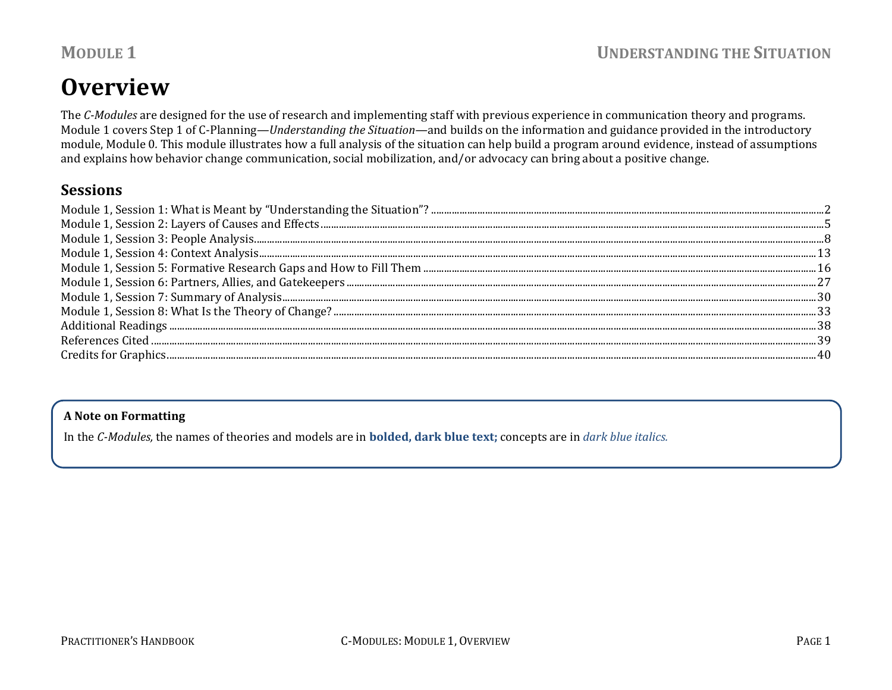# Overview

The *C-Modules* are designed for the use of research and implementing staff with previous experience in communication theory and programs. Module 1 covers Step 1 of C-Planning—*Understanding the Situation*—and builds on the information and guidance provided in the introductory module, Module 0. This module illustrates how a full analysis of the situation can help build a program around evidence, instead of assumptions and explains how behavior change communication, social mobilization, and/or advocacy can bring about a positive change.

## Sessions

Module 1, Session 1: What is Meant by "Understanding the Situation"? ........ 2
Module 1, Session 2: Layers of Causes and Effects ........ 5
Module 1, Session 3: People Analysis ........ 8
Module 1, Session 4: Context Analysis ........ 13
Module 1, Session 5: Formative Research Gaps and How to Fill Them ........ 16
Module 1, Session 6: Partners, Allies, and Gatekeepers ........ 27
Module 1, Session 7: Summary of Analysis ........ 30
Module 1, Session 8: What Is the Theory of Change? ........ 33
Additional Readings ........ 38
References Cited ........ 39
Credits for Graphics ........ 40

**A Note on Formatting**

In the *C-Modules,* the names of theories and models are in **bolded, dark blue text;** concepts are in *dark blue italics.*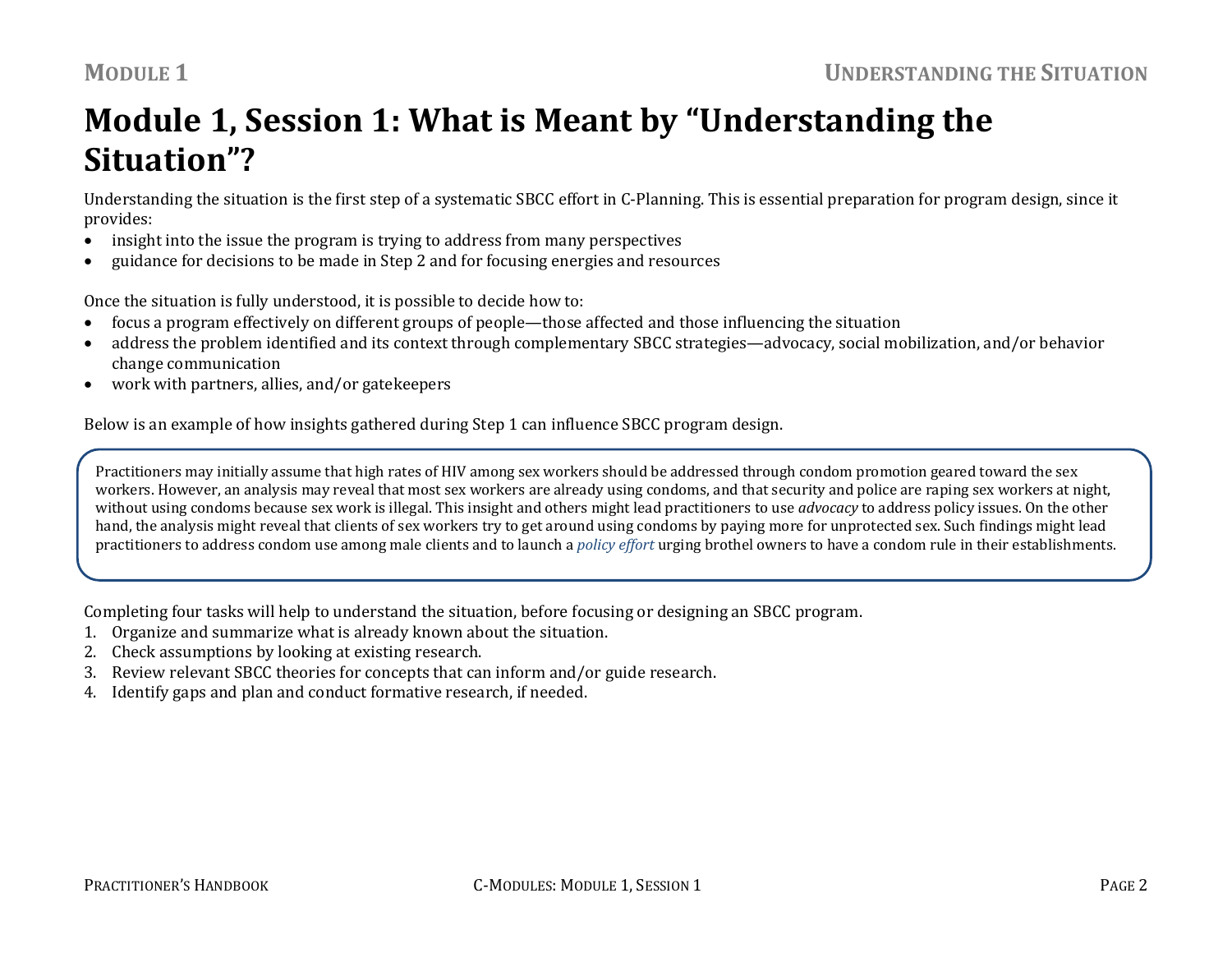# Module 1, Session 1: What is Meant by "Understanding the Situation"?

Understanding the situation is the first step of a systematic SBCC effort in C-Planning. This is essential preparation for program design, since it provides:

- insight into the issue the program is trying to address from many perspectives
- guidance for decisions to be made in Step 2 and for focusing energies and resources

Once the situation is fully understood, it is possible to decide how to:

- focus a program effectively on different groups of people—those affected and those influencing the situation
- address the problem identified and its context through complementary SBCC strategies—advocacy, social mobilization, and/or behavior change communication
- work with partners, allies, and/or gatekeepers

Below is an example of how insights gathered during Step 1 can influence SBCC program design.

> Practitioners may initially assume that high rates of HIV among sex workers should be addressed through condom promotion geared toward the sex workers. However, an analysis may reveal that most sex workers are already using condoms, and that security and police are raping sex workers at night, without using condoms because sex work is illegal. This insight and others might lead practitioners to use *advocacy* to address policy issues. On the other hand, the analysis might reveal that clients of sex workers try to get around using condoms by paying more for unprotected sex. Such findings might lead practitioners to address condom use among male clients and to launch a *policy effort* urging brothel owners to have a condom rule in their establishments.

Completing four tasks will help to understand the situation, before focusing or designing an SBCC program.

1. Organize and summarize what is already known about the situation.
2. Check assumptions by looking at existing research.
3. Review relevant SBCC theories for concepts that can inform and/or guide research.
4. Identify gaps and plan and conduct formative research, if needed.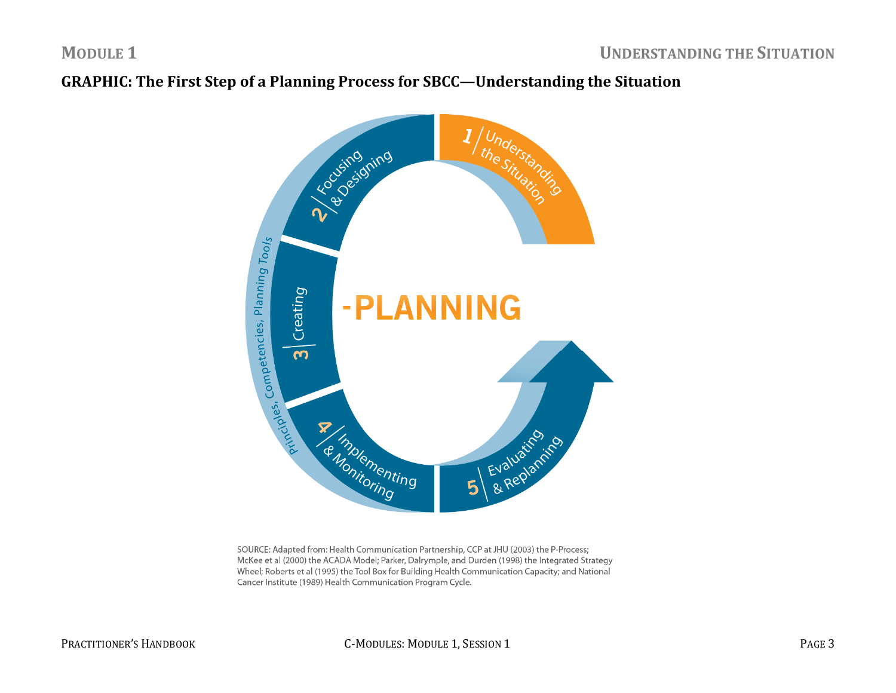## GRAPHIC: The First Step of a Planning Process for SBCC—Understanding the Situation

1 | Understanding the Situation

2 | Focusing & Designing

3 | Creating

4 | Implementing & Monitoring

5 | Evaluating & Replanning

Principles, Competencies, Planning Tools

-PLANNING

SOURCE: Adapted from: Health Communication Partnership, CCP at JHU (2003) the P-Process; McKee et al (2000) the ACADA Model; Parker, Dalrymple, and Durden (1998) the Integrated Strategy Wheel; Roberts et al (1995) the Tool Box for Building Health Communication Capacity; and National Cancer Institute (1989) Health Communication Program Cycle.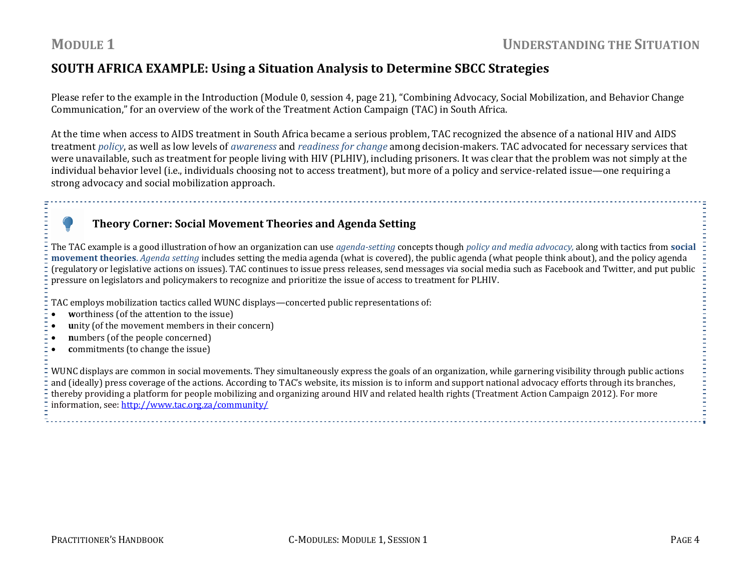## SOUTH AFRICA EXAMPLE: Using a Situation Analysis to Determine SBCC Strategies

Please refer to the example in the Introduction (Module 0, session 4, page 21), "Combining Advocacy, Social Mobilization, and Behavior Change Communication," for an overview of the work of the Treatment Action Campaign (TAC) in South Africa.

At the time when access to AIDS treatment in South Africa became a serious problem, TAC recognized the absence of a national HIV and AIDS treatment *policy*, as well as low levels of *awareness* and *readiness for change* among decision-makers. TAC advocated for necessary services that were unavailable, such as treatment for people living with HIV (PLHIV), including prisoners. It was clear that the problem was not simply at the individual behavior level (i.e., individuals choosing not to access treatment), but more of a policy and service-related issue—one requiring a strong advocacy and social mobilization approach.

### Theory Corner: Social Movement Theories and Agenda Setting

The TAC example is a good illustration of how an organization can use *agenda-setting* concepts though *policy and media advocacy,* along with tactics from **social movement theories**. *Agenda setting* includes setting the media agenda (what is covered), the public agenda (what people think about), and the policy agenda (regulatory or legislative actions on issues). TAC continues to issue press releases, send messages via social media such as Facebook and Twitter, and put public pressure on legislators and policymakers to recognize and prioritize the issue of access to treatment for PLHIV.

TAC employs mobilization tactics called WUNC displays—concerted public representations of:

- **w**orthiness (of the attention to the issue)
- **u**nity (of the movement members in their concern)
- **n**umbers (of the people concerned)
- **c**ommitments (to change the issue)

WUNC displays are common in social movements. They simultaneously express the goals of an organization, while garnering visibility through public actions and (ideally) press coverage of the actions. According to TAC's website, its mission is to inform and support national advocacy efforts through its branches, thereby providing a platform for people mobilizing and organizing around HIV and related health rights (Treatment Action Campaign 2012). For more information, see: http://www.tac.org.za/community/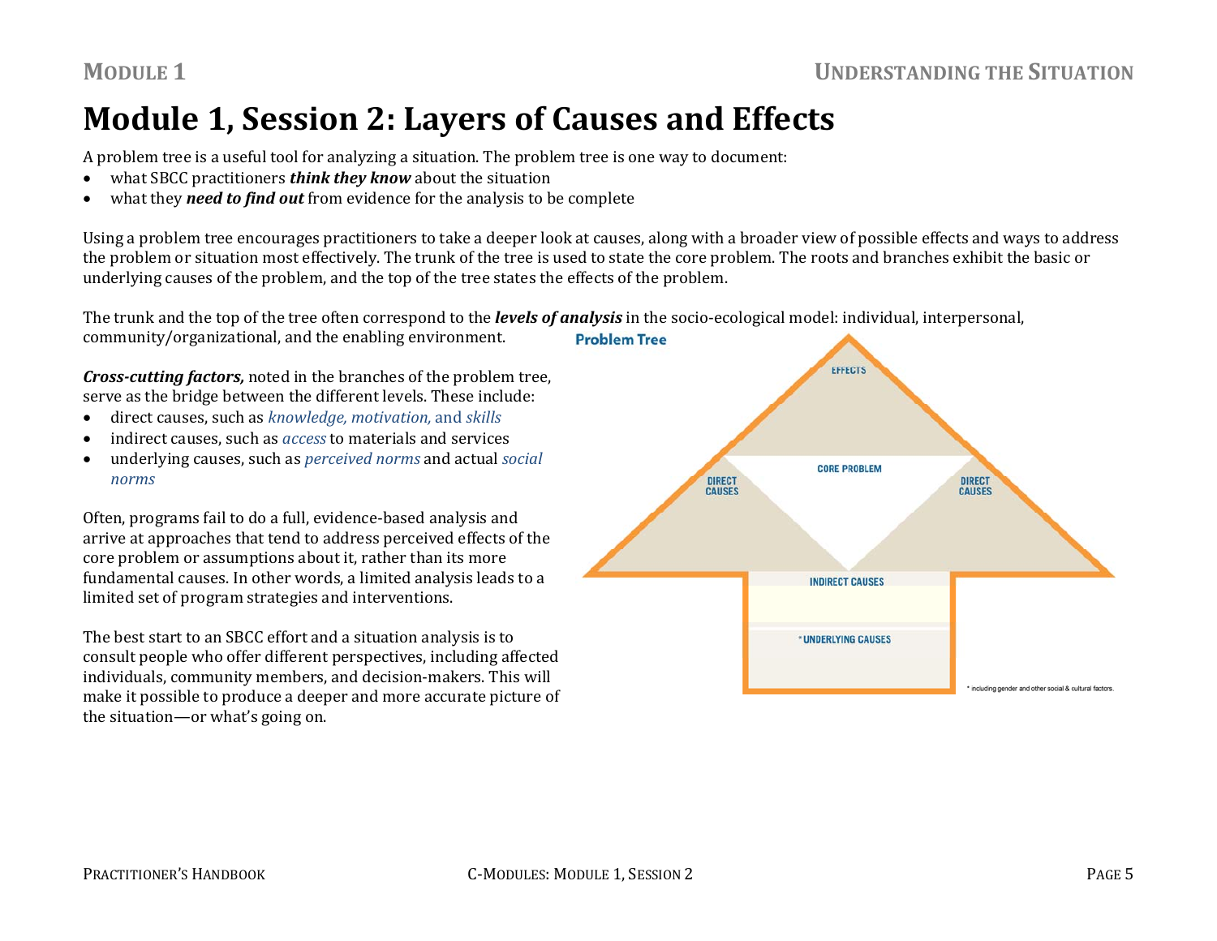# Module 1, Session 2: Layers of Causes and Effects

A problem tree is a useful tool for analyzing a situation. The problem tree is one way to document:

- what SBCC practitioners ***think they know*** about the situation
- what they ***need to find out*** from evidence for the analysis to be complete

Using a problem tree encourages practitioners to take a deeper look at causes, along with a broader view of possible effects and ways to address the problem or situation most effectively. The trunk of the tree is used to state the core problem. The roots and branches exhibit the basic or underlying causes of the problem, and the top of the tree states the effects of the problem.

The trunk and the top of the tree often correspond to the ***levels of analysis*** in the socio-ecological model: individual, interpersonal, community/organizational, and the enabling environment.

***Cross-cutting factors,*** noted in the branches of the problem tree, serve as the bridge between the different levels. These include:

- direct causes, such as *knowledge, motivation,* and *skills*
- indirect causes, such as *access* to materials and services
- underlying causes, such as *perceived norms* and actual *social norms*

Often, programs fail to do a full, evidence-based analysis and arrive at approaches that tend to address perceived effects of the core problem or assumptions about it, rather than its more fundamental causes. In other words, a limited analysis leads to a limited set of program strategies and interventions.

The best start to an SBCC effort and a situation analysis is to consult people who offer different perspectives, including affected individuals, community members, and decision-makers. This will make it possible to produce a deeper and more accurate picture of the situation—or what's going on.

**Problem Tree**

EFFECTS

CORE PROBLEM

DIRECT CAUSES | DIRECT CAUSES

INDIRECT CAUSES

*UNDERLYING CAUSES

* including gender and other social & cultural factors.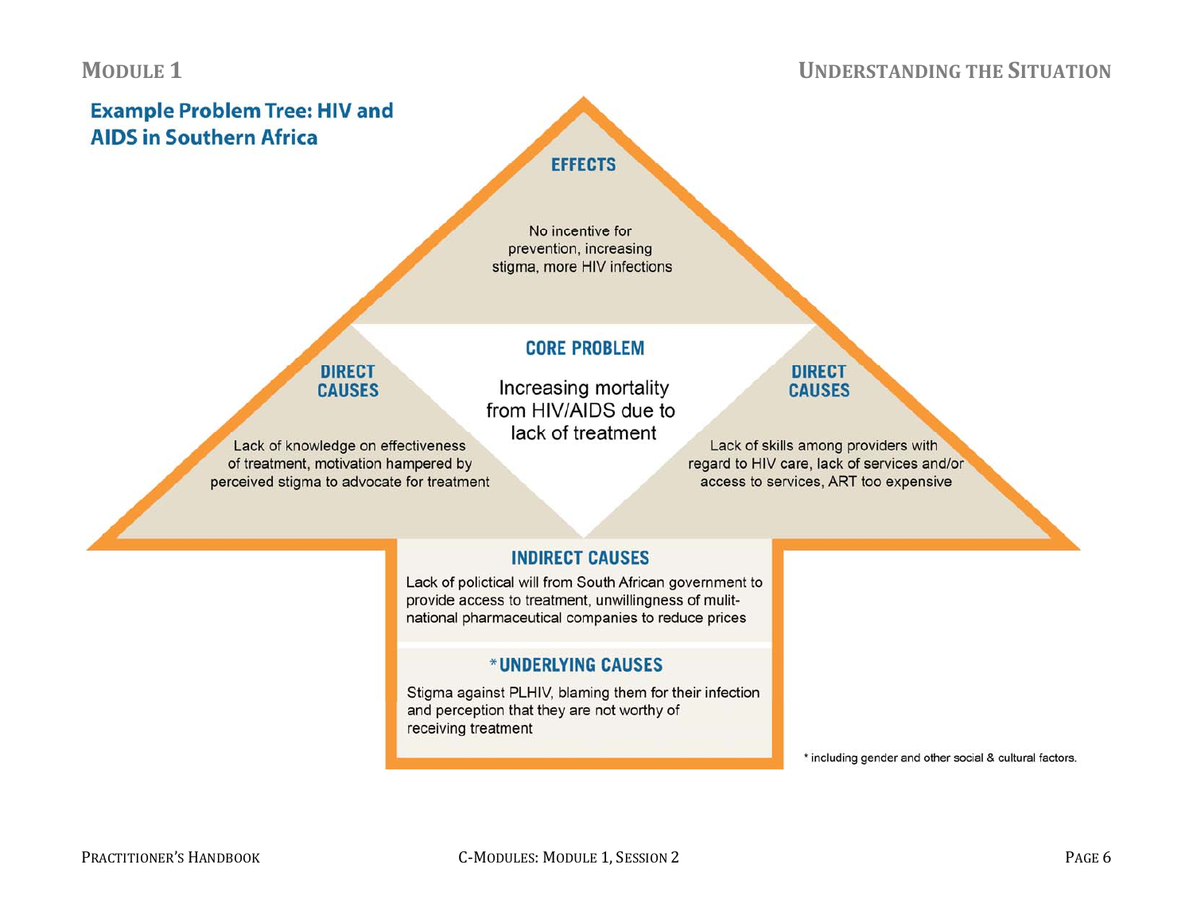## Example Problem Tree: HIV and AIDS in Southern Africa

### EFFECTS

No incentive for prevention, increasing stigma, more HIV infections

### CORE PROBLEM

Increasing mortality from HIV/AIDS due to lack of treatment

### DIRECT CAUSES

Lack of knowledge on effectiveness of treatment, motivation hampered by perceived stigma to advocate for treatment

### DIRECT CAUSES

Lack of skills among providers with regard to HIV care, lack of services and/or access to services, ART too expensive

### INDIRECT CAUSES

Lack of polictical will from South African government to provide access to treatment, unwillingness of mulit-national pharmaceutical companies to reduce prices

### *UNDERLYING CAUSES

Stigma against PLHIV, blaming them for their infection and perception that they are not worthy of receiving treatment

* including gender and other social & cultural factors.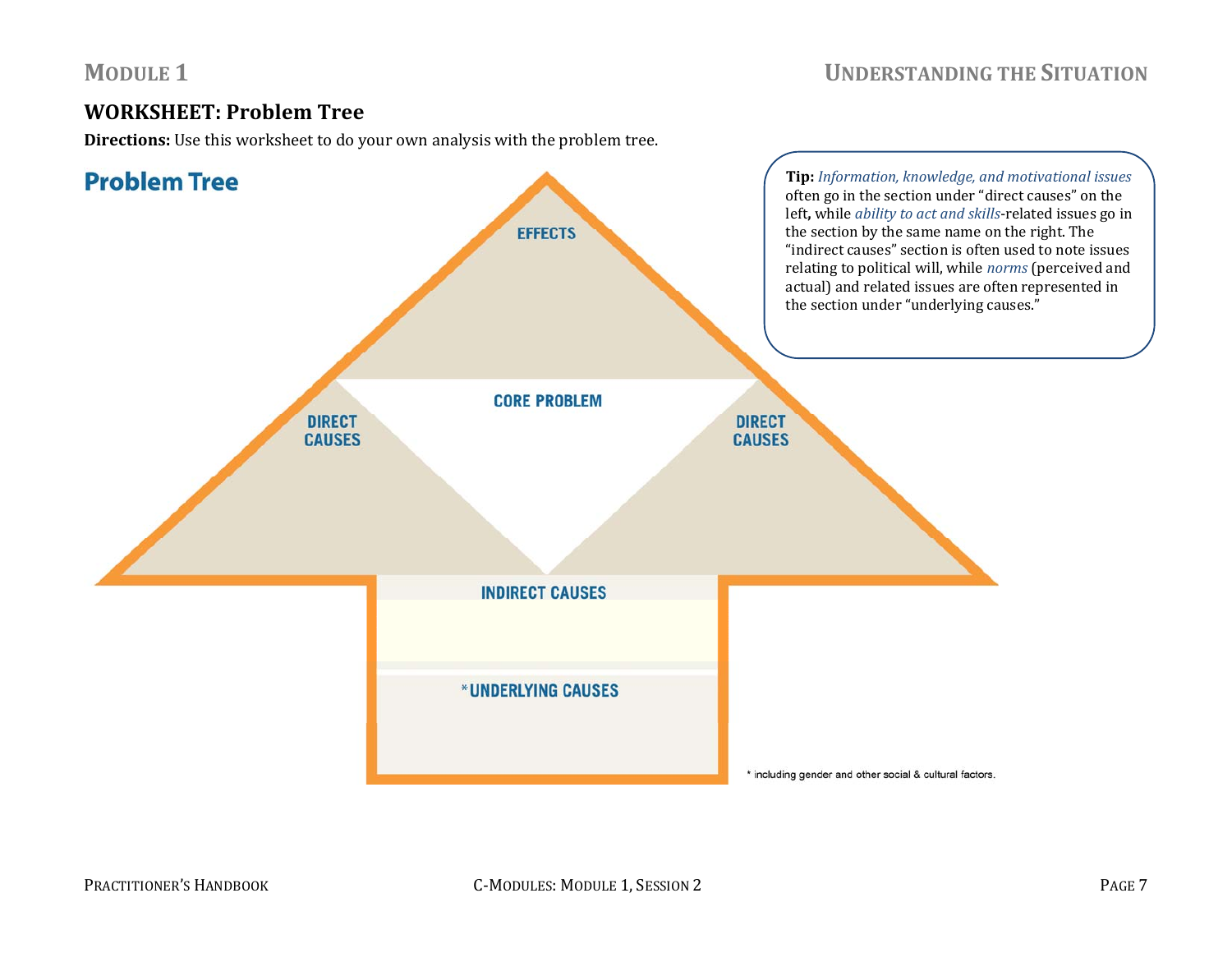## WORKSHEET: Problem Tree

**Directions:** Use this worksheet to do your own analysis with the problem tree.

### Problem Tree

EFFECTS

CORE PROBLEM

DIRECT CAUSES

DIRECT CAUSES

INDIRECT CAUSES

*UNDERLYING CAUSES

* including gender and other social & cultural factors.

**Tip:** *Information, knowledge, and motivational issues* often go in the section under "direct causes" on the left**,** while *ability to act and skills*-related issues go in the section by the same name on the right. The "indirect causes" section is often used to note issues relating to political will, while *norms* (perceived and actual) and related issues are often represented in the section under "underlying causes."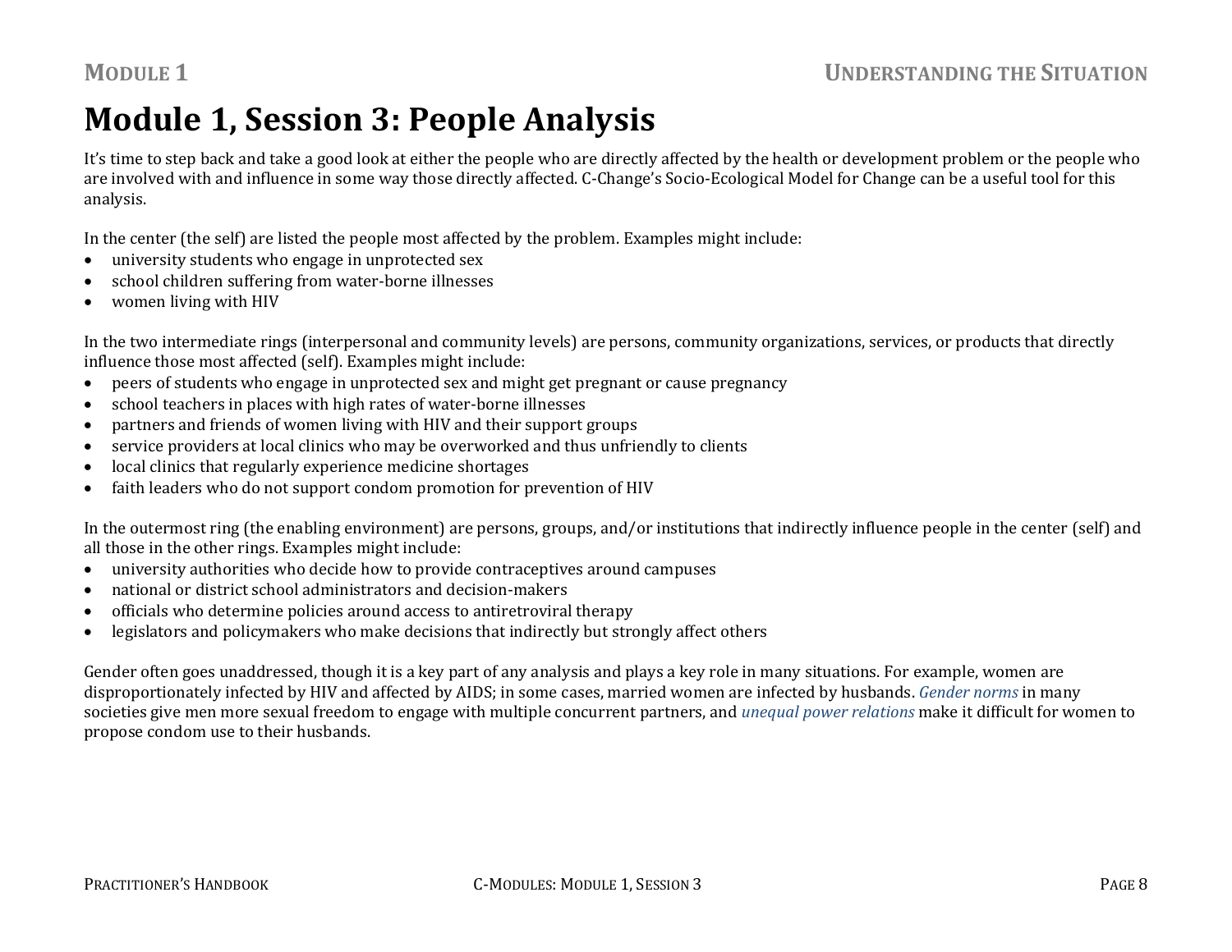# Module 1, Session 3: People Analysis

It's time to step back and take a good look at either the people who are directly affected by the health or development problem or the people who are involved with and influence in some way those directly affected. C-Change's Socio-Ecological Model for Change can be a useful tool for this analysis.

In the center (the self) are listed the people most affected by the problem. Examples might include:

- university students who engage in unprotected sex
- school children suffering from water-borne illnesses
- women living with HIV

In the two intermediate rings (interpersonal and community levels) are persons, community organizations, services, or products that directly influence those most affected (self). Examples might include:

- peers of students who engage in unprotected sex and might get pregnant or cause pregnancy
- school teachers in places with high rates of water-borne illnesses
- partners and friends of women living with HIV and their support groups
- service providers at local clinics who may be overworked and thus unfriendly to clients
- local clinics that regularly experience medicine shortages
- faith leaders who do not support condom promotion for prevention of HIV

In the outermost ring (the enabling environment) are persons, groups, and/or institutions that indirectly influence people in the center (self) and all those in the other rings. Examples might include:

- university authorities who decide how to provide contraceptives around campuses
- national or district school administrators and decision-makers
- officials who determine policies around access to antiretroviral therapy
- legislators and policymakers who make decisions that indirectly but strongly affect others

Gender often goes unaddressed, though it is a key part of any analysis and plays a key role in many situations. For example, women are disproportionately infected by HIV and affected by AIDS; in some cases, married women are infected by husbands. *Gender norms* in many societies give men more sexual freedom to engage with multiple concurrent partners, and *unequal power relations* make it difficult for women to propose condom use to their husbands.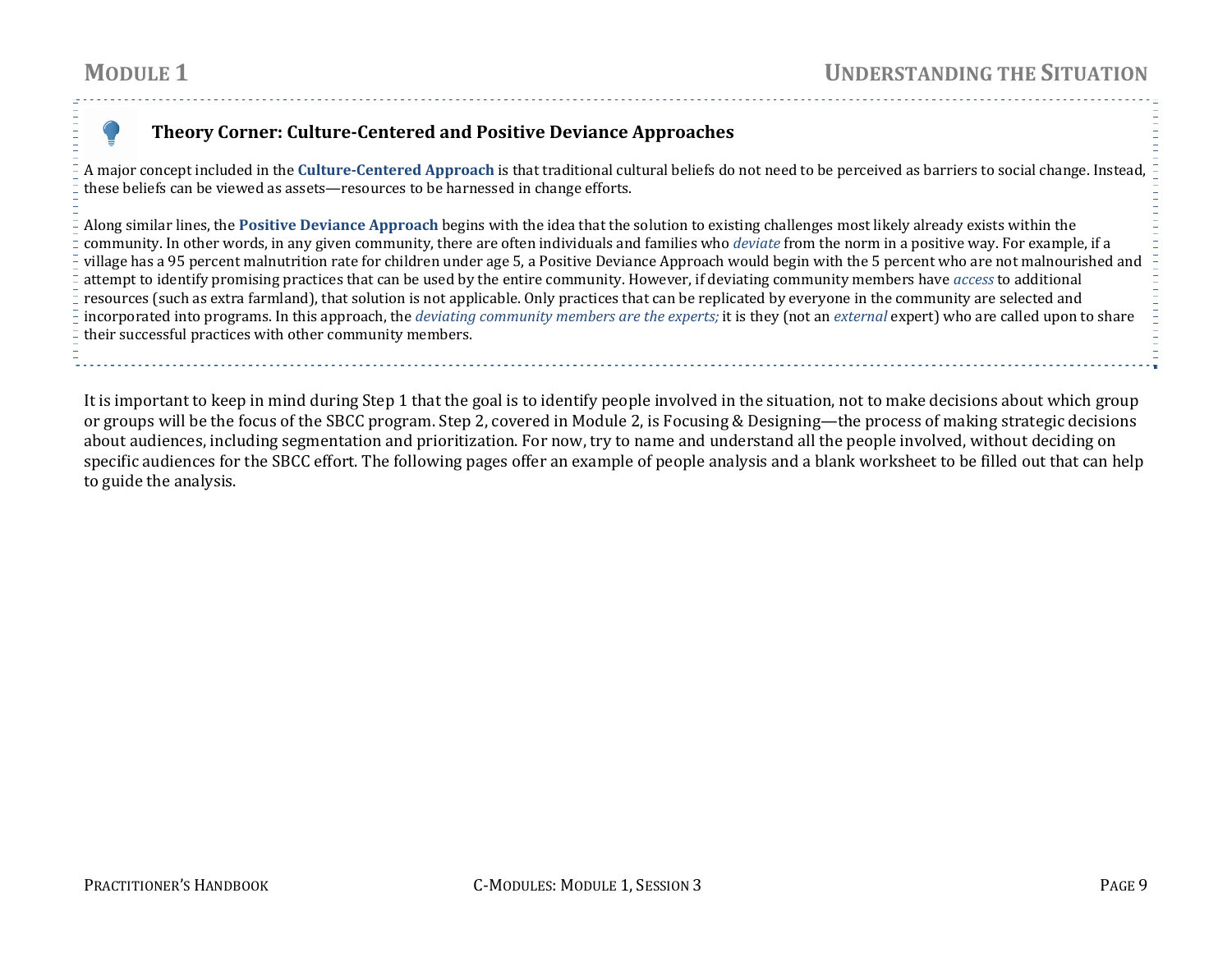### Theory Corner: Culture-Centered and Positive Deviance Approaches

A major concept included in the **Culture-Centered Approach** is that traditional cultural beliefs do not need to be perceived as barriers to social change. Instead, these beliefs can be viewed as assets—resources to be harnessed in change efforts.

Along similar lines, the **Positive Deviance Approach** begins with the idea that the solution to existing challenges most likely already exists within the community. In other words, in any given community, there are often individuals and families who *deviate* from the norm in a positive way. For example, if a village has a 95 percent malnutrition rate for children under age 5, a Positive Deviance Approach would begin with the 5 percent who are not malnourished and attempt to identify promising practices that can be used by the entire community. However, if deviating community members have *access* to additional resources (such as extra farmland), that solution is not applicable. Only practices that can be replicated by everyone in the community are selected and incorporated into programs. In this approach, the *deviating community members are the experts;* it is they (not an *external* expert) who are called upon to share their successful practices with other community members.

It is important to keep in mind during Step 1 that the goal is to identify people involved in the situation, not to make decisions about which group or groups will be the focus of the SBCC program. Step 2, covered in Module 2, is Focusing & Designing—the process of making strategic decisions about audiences, including segmentation and prioritization. For now, try to name and understand all the people involved, without deciding on specific audiences for the SBCC effort. The following pages offer an example of people analysis and a blank worksheet to be filled out that can help to guide the analysis.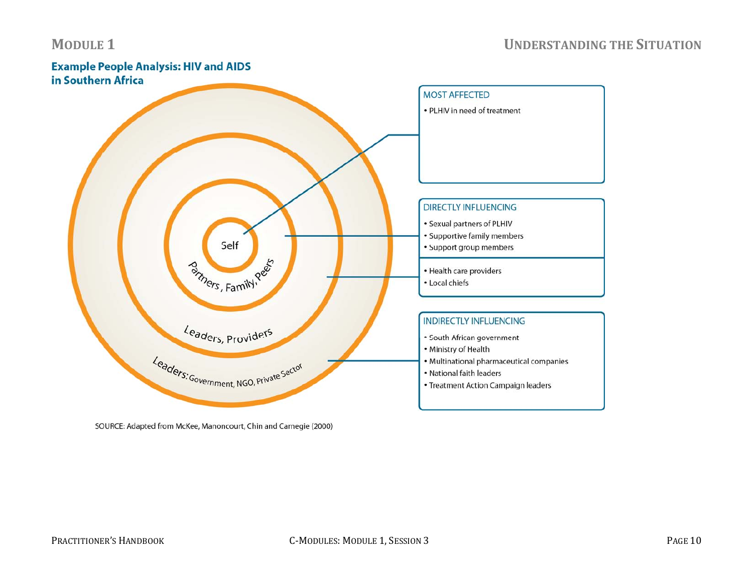### Example People Analysis: HIV and AIDS in Southern Africa

Self

Partners, Family, Peers

Leaders, Providers

Leaders: Government, NGO, Private Sector

**MOST AFFECTED**

- PLHIV in need of treatment

**DIRECTLY INFLUENCING**

- Sexual partners of PLHIV
- Supportive family members
- Support group members

- Health care providers
- Local chiefs

**INDIRECTLY INFLUENCING**

- South African government
- Ministry of Health
- Multinational pharmaceutical companies
- National faith leaders
- Treatment Action Campaign leaders

SOURCE: Adapted from McKee, Manoncourt, Chin and Carnegie (2000)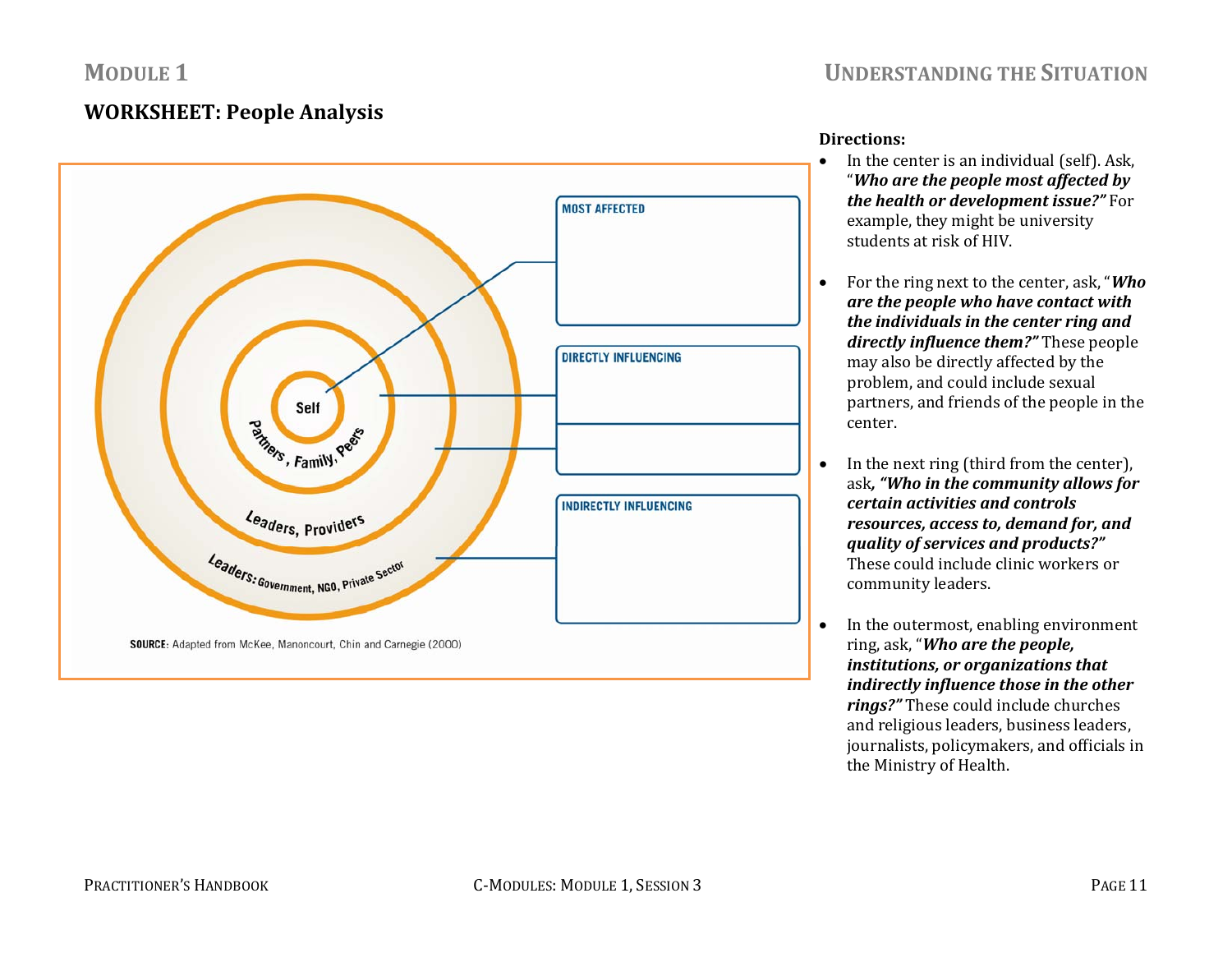## WORKSHEET: People Analysis

Self

Partners, Family, Peers

Leaders, Providers

Leaders: Government, NGO, Private Sector

MOST AFFECTED

DIRECTLY INFLUENCING

INDIRECTLY INFLUENCING

SOURCE: Adapted from McKee, Manoncourt, Chin and Carnegie (2000)

**Directions:**

- In the center is an individual (self). Ask, "***Who are the people most affected by the health or development issue?"*** For example, they might be university students at risk of HIV.
- For the ring next to the center, ask, "***Who are the people who have contact with the individuals in the center ring and directly influence them?"*** These people may also be directly affected by the problem, and could include sexual partners, and friends of the people in the center.
- In the next ring (third from the center), ask***, "Who in the community allows for certain activities and controls resources, access to, demand for, and quality of services and products?"*** These could include clinic workers or community leaders.
- In the outermost, enabling environment ring, ask, "***Who are the people, institutions, or organizations that indirectly influence those in the other rings?"*** These could include churches and religious leaders, business leaders, journalists, policymakers, and officials in the Ministry of Health.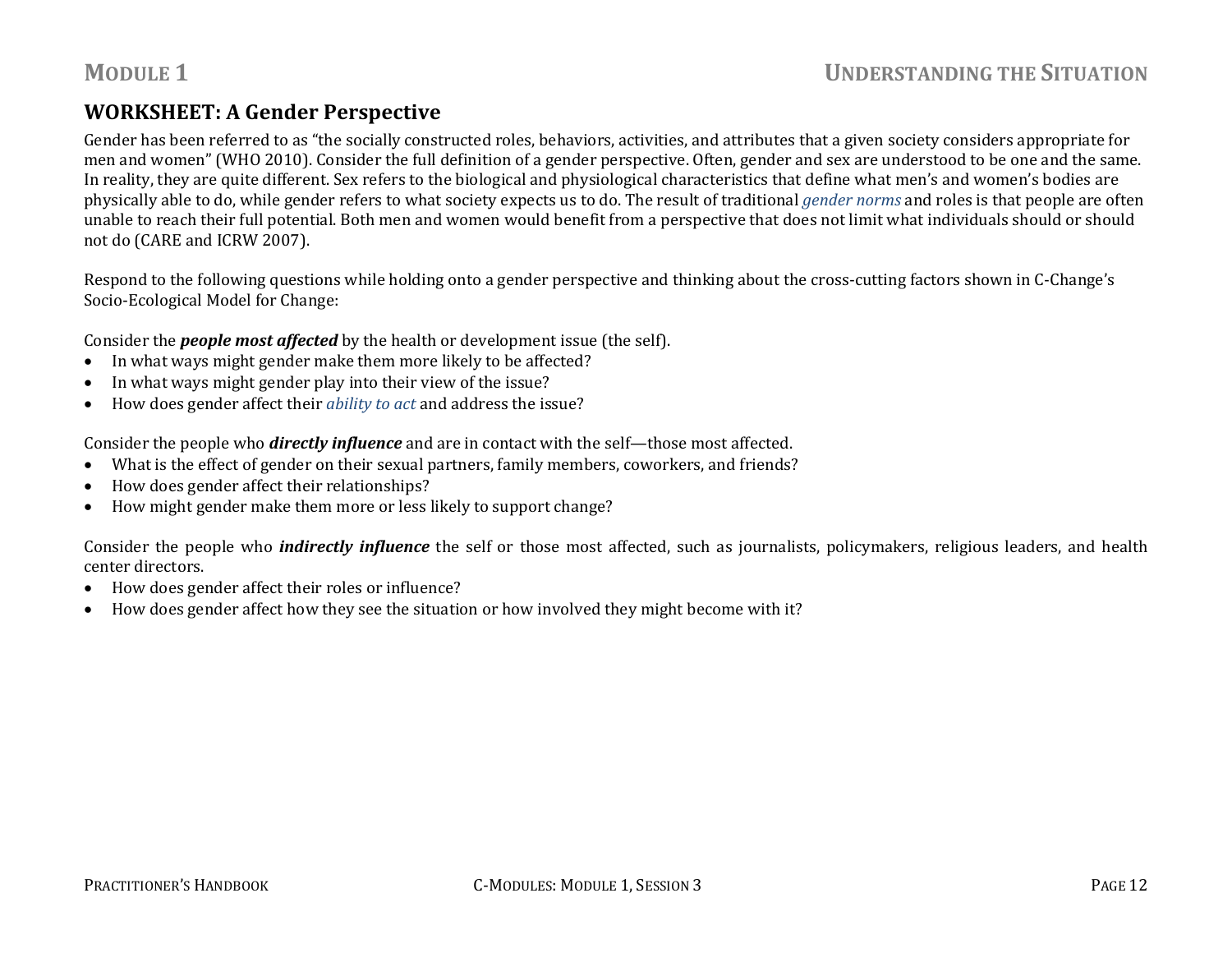## WORKSHEET: A Gender Perspective

Gender has been referred to as "the socially constructed roles, behaviors, activities, and attributes that a given society considers appropriate for men and women" (WHO 2010). Consider the full definition of a gender perspective. Often, gender and sex are understood to be one and the same. In reality, they are quite different. Sex refers to the biological and physiological characteristics that define what men's and women's bodies are physically able to do, while gender refers to what society expects us to do. The result of traditional *gender norms* and roles is that people are often unable to reach their full potential. Both men and women would benefit from a perspective that does not limit what individuals should or should not do (CARE and ICRW 2007).

Respond to the following questions while holding onto a gender perspective and thinking about the cross-cutting factors shown in C-Change's Socio-Ecological Model for Change:

Consider the ***people most affected*** by the health or development issue (the self).

- In what ways might gender make them more likely to be affected?
- In what ways might gender play into their view of the issue?
- How does gender affect their *ability to act* and address the issue?

Consider the people who ***directly influence*** and are in contact with the self—those most affected.

- What is the effect of gender on their sexual partners, family members, coworkers, and friends?
- How does gender affect their relationships?
- How might gender make them more or less likely to support change?

Consider the people who ***indirectly influence*** the self or those most affected, such as journalists, policymakers, religious leaders, and health center directors.

- How does gender affect their roles or influence?
- How does gender affect how they see the situation or how involved they might become with it?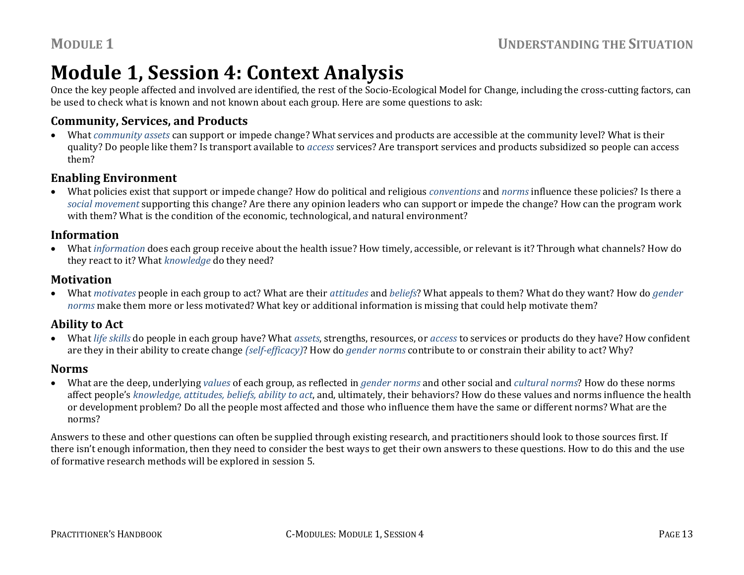# Module 1, Session 4: Context Analysis

Once the key people affected and involved are identified, the rest of the Socio-Ecological Model for Change, including the cross-cutting factors, can be used to check what is known and not known about each group. Here are some questions to ask:

### Community, Services, and Products

- What *community assets* can support or impede change? What services and products are accessible at the community level? What is their quality? Do people like them? Is transport available to *access* services? Are transport services and products subsidized so people can access them?

### Enabling Environment

- What policies exist that support or impede change? How do political and religious *conventions* and *norms* influence these policies? Is there a *social movement* supporting this change? Are there any opinion leaders who can support or impede the change? How can the program work with them? What is the condition of the economic, technological, and natural environment?

### Information

- What *information* does each group receive about the health issue? How timely, accessible, or relevant is it? Through what channels? How do they react to it? What *knowledge* do they need?

### Motivation

- What *motivates* people in each group to act? What are their *attitudes* and *beliefs*? What appeals to them? What do they want? How do *gender norms* make them more or less motivated? What key or additional information is missing that could help motivate them?

### Ability to Act

- What *life skills* do people in each group have? What *assets*, strengths, resources, or *access* to services or products do they have? How confident are they in their ability to create change *(self-efficacy)*? How do *gender norms* contribute to or constrain their ability to act? Why?

### Norms

- What are the deep, underlying *values* of each group, as reflected in *gender norms* and other social and *cultural norms*? How do these norms affect people's *knowledge, attitudes, beliefs, ability to act*, and, ultimately, their behaviors? How do these values and norms influence the health or development problem? Do all the people most affected and those who influence them have the same or different norms? What are the norms?

Answers to these and other questions can often be supplied through existing research, and practitioners should look to those sources first. If there isn't enough information, then they need to consider the best ways to get their own answers to these questions. How to do this and the use of formative research methods will be explored in session 5.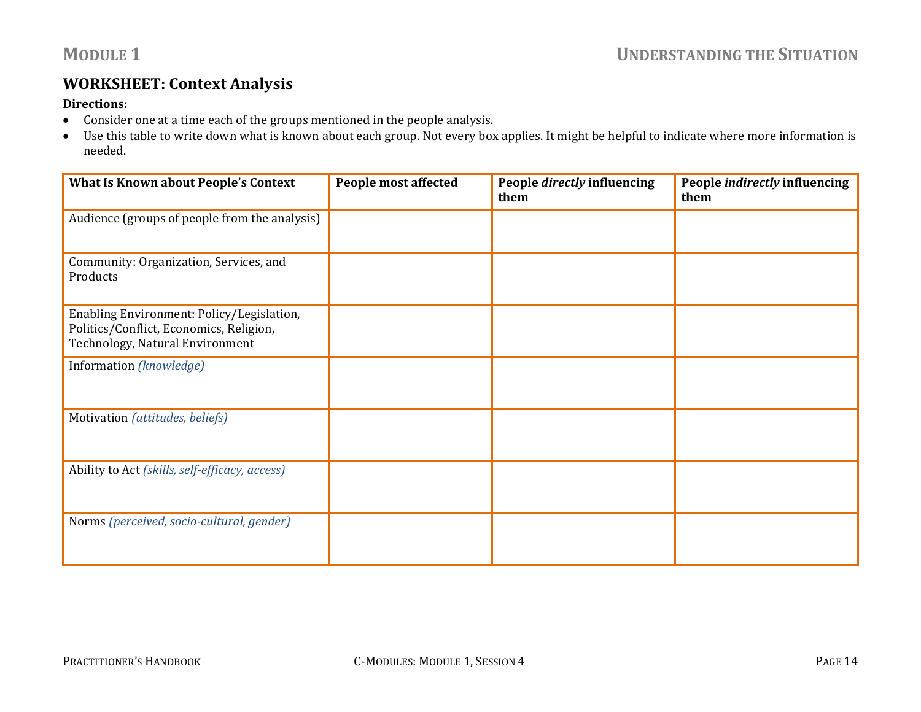## WORKSHEET: Context Analysis

**Directions:**

- Consider one at a time each of the groups mentioned in the people analysis.
- Use this table to write down what is known about each group. Not every box applies. It might be helpful to indicate where more information is needed.

| **What Is Known about People's Context** | **People most affected** | **People *directly* influencing them** | **People *indirectly* influencing them** |
|---|---|---|---|
| Audience (groups of people from the analysis) | | | |
| Community: Organization, Services, and Products | | | |
| Enabling Environment: Policy/Legislation, Politics/Conflict, Economics, Religion, Technology, Natural Environment | | | |
| Information *(knowledge)* | | | |
| Motivation *(attitudes, beliefs)* | | | |
| Ability to Act *(skills, self-efficacy, access)* | | | |
| Norms *(perceived, socio-cultural, gender)* | | | |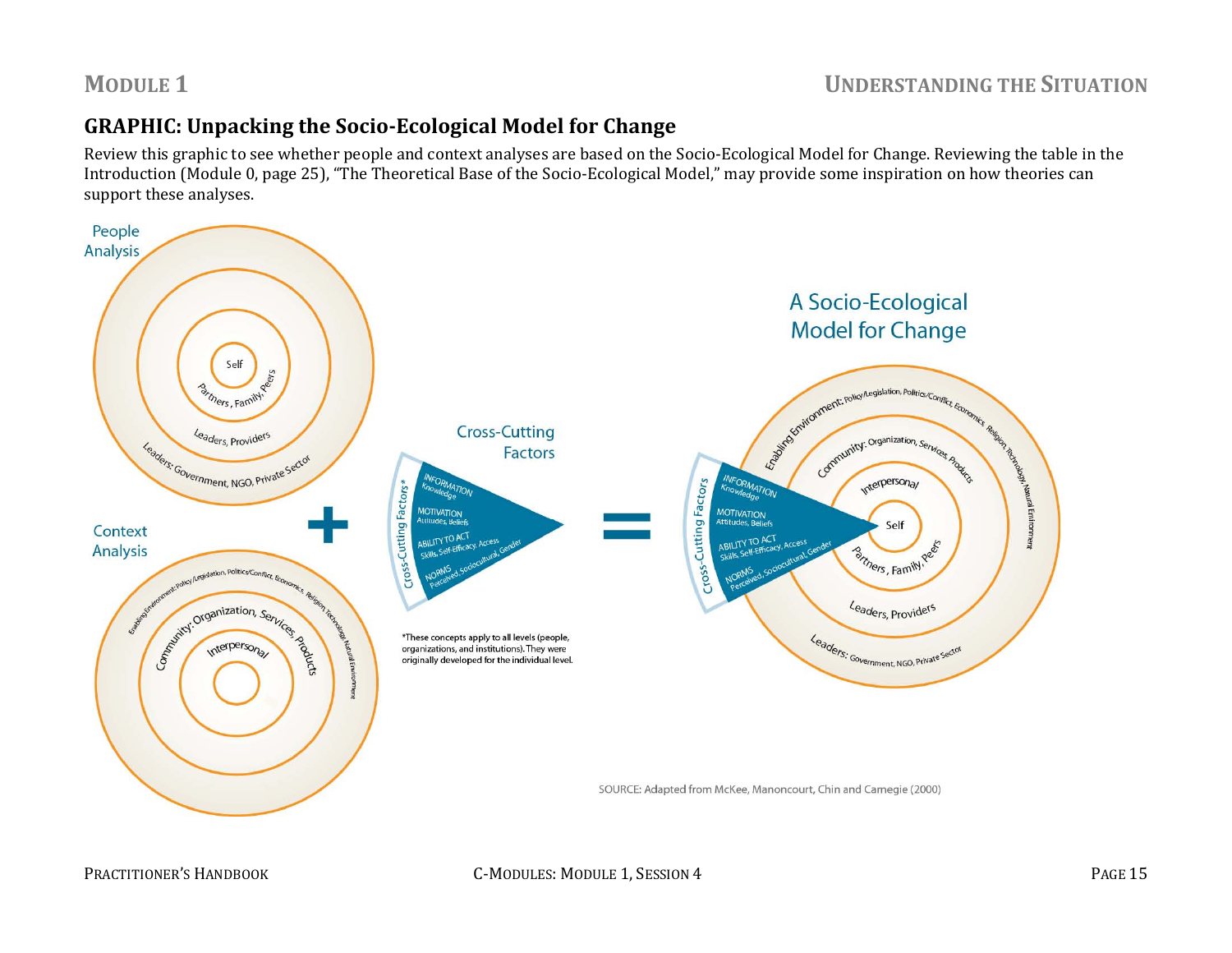## GRAPHIC: Unpacking the Socio-Ecological Model for Change

Review this graphic to see whether people and context analyses are based on the Socio-Ecological Model for Change. Reviewing the table in the Introduction (Module 0, page 25), "The Theoretical Base of the Socio-Ecological Model," may provide some inspiration on how theories can support these analyses.

People Analysis

Self

Partners, Family, Peers

Leaders, Providers

Leaders: Government, NGO, Private Sector

Context Analysis

Enabling Environment: Policy/Legislation, Politics/Conflict, Economics, Religion, Technology, Natural Environment

Community: Organization, Services, Products

Interpersonal

Cross-Cutting Factors

Cross-Cutting Factors*

INFORMATION Knowledge

MOTIVATION Attitudes, Beliefs

ABILITY TO ACT Skills, Self-Efficacy, Access

NORMS Perceived, Sociocultural, Gender

*These concepts apply to all levels (people, organizations, and institutions). They were originally developed for the individual level.

A Socio-Ecological Model for Change

Enabling Environment: Policy/Legislation, Politics/Conflict, Economics, Religion, Technology, Natural Environment

Community: Organization, Services, Products

Interpersonal

Self

Partners, Family, Peers

Leaders, Providers

Leaders: Government, NGO, Private Sector

SOURCE: Adapted from McKee, Manoncourt, Chin and Carnegie (2000)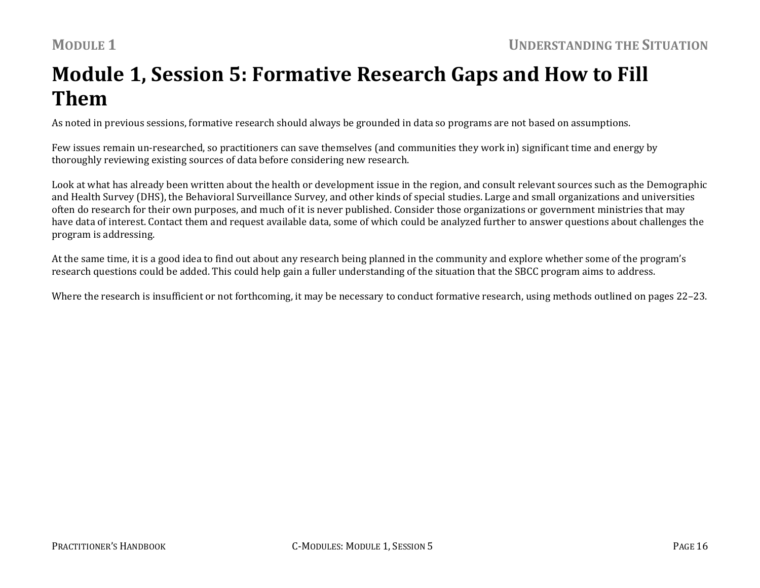# Module 1, Session 5: Formative Research Gaps and How to Fill Them

As noted in previous sessions, formative research should always be grounded in data so programs are not based on assumptions.

Few issues remain un-researched, so practitioners can save themselves (and communities they work in) significant time and energy by thoroughly reviewing existing sources of data before considering new research.

Look at what has already been written about the health or development issue in the region, and consult relevant sources such as the Demographic and Health Survey (DHS), the Behavioral Surveillance Survey, and other kinds of special studies. Large and small organizations and universities often do research for their own purposes, and much of it is never published. Consider those organizations or government ministries that may have data of interest. Contact them and request available data, some of which could be analyzed further to answer questions about challenges the program is addressing.

At the same time, it is a good idea to find out about any research being planned in the community and explore whether some of the program's research questions could be added. This could help gain a fuller understanding of the situation that the SBCC program aims to address.

Where the research is insufficient or not forthcoming, it may be necessary to conduct formative research, using methods outlined on pages 22–23.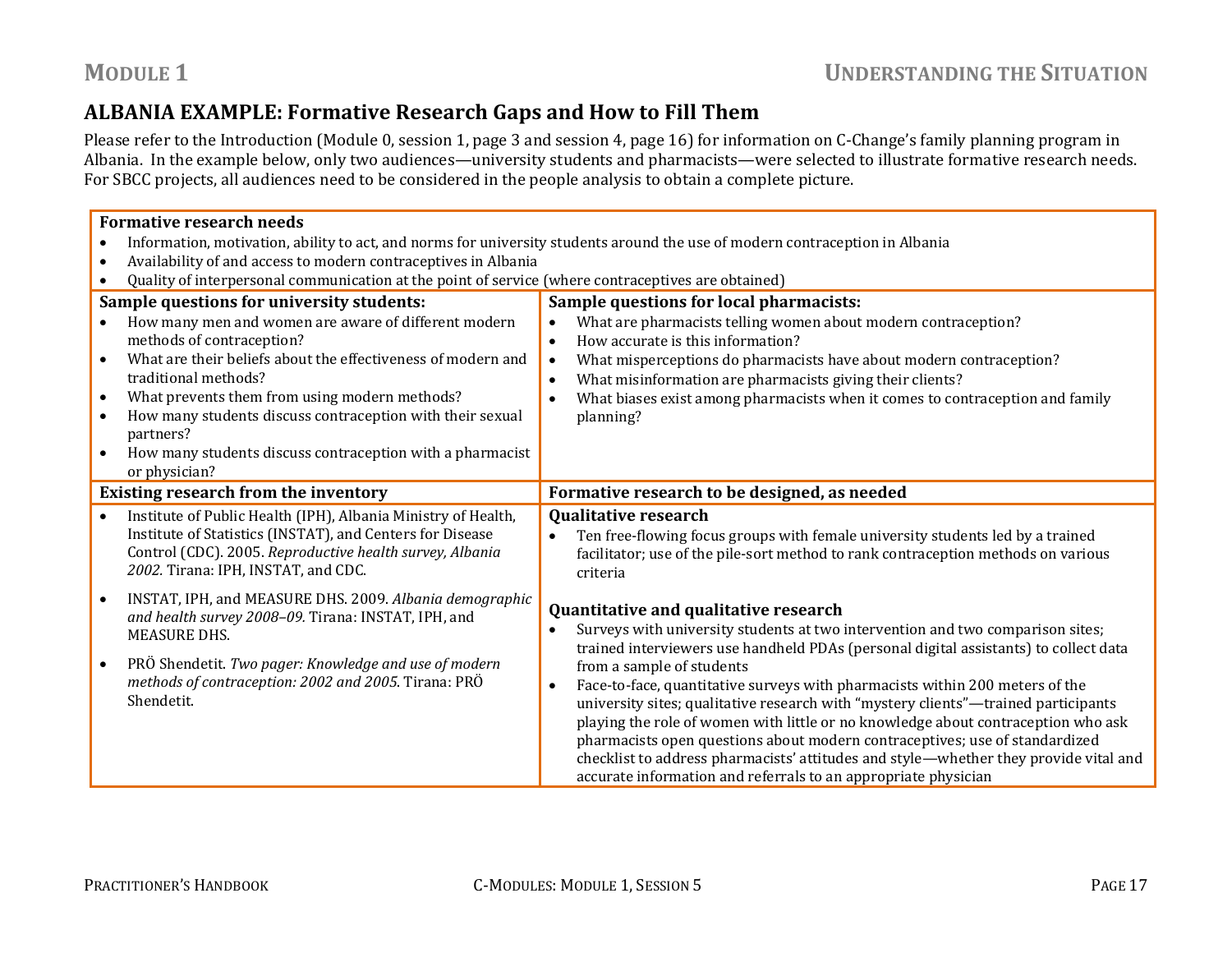## ALBANIA EXAMPLE: Formative Research Gaps and How to Fill Them

Please refer to the Introduction (Module 0, session 1, page 3 and session 4, page 16) for information on C-Change's family planning program in Albania. In the example below, only two audiences—university students and pharmacists—were selected to illustrate formative research needs. For SBCC projects, all audiences need to be considered in the people analysis to obtain a complete picture.

**Formative research needs**

- Information, motivation, ability to act, and norms for university students around the use of modern contraception in Albania
- Availability of and access to modern contraceptives in Albania
- Quality of interpersonal communication at the point of service (where contraceptives are obtained)

| **Sample questions for university students:** | **Sample questions for local pharmacists:** |
|---|---|
| • How many men and women are aware of different modern methods of contraception?<br>• What are their beliefs about the effectiveness of modern and traditional methods?<br>• What prevents them from using modern methods?<br>• How many students discuss contraception with their sexual partners?<br>• How many students discuss contraception with a pharmacist or physician? | • What are pharmacists telling women about modern contraception?<br>• How accurate is this information?<br>• What misperceptions do pharmacists have about modern contraception?<br>• What misinformation are pharmacists giving their clients?<br>• What biases exist among pharmacists when it comes to contraception and family planning? |
| **Existing research from the inventory** | **Formative research to be designed, as needed** |
| • Institute of Public Health (IPH), Albania Ministry of Health, Institute of Statistics (INSTAT), and Centers for Disease Control (CDC). 2005. *Reproductive health survey, Albania 2002.* Tirana: IPH, INSTAT, and CDC.<br>• INSTAT, IPH, and MEASURE DHS. 2009. *Albania demographic and health survey 2008–09.* Tirana: INSTAT, IPH, and MEASURE DHS.<br>• PRÖ Shendetit. *Two pager: Knowledge and use of modern methods of contraception: 2002 and 2005*. Tirana: PRÖ Shendetit. | **Qualitative research**<br>• Ten free-flowing focus groups with female university students led by a trained facilitator; use of the pile-sort method to rank contraception methods on various criteria<br><br>**Quantitative and qualitative research**<br>• Surveys with university students at two intervention and two comparison sites; trained interviewers use handheld PDAs (personal digital assistants) to collect data from a sample of students<br>• Face-to-face, quantitative surveys with pharmacists within 200 meters of the university sites; qualitative research with "mystery clients"—trained participants playing the role of women with little or no knowledge about contraception who ask pharmacists open questions about modern contraceptives; use of standardized checklist to address pharmacists' attitudes and style—whether they provide vital and accurate information and referrals to an appropriate physician |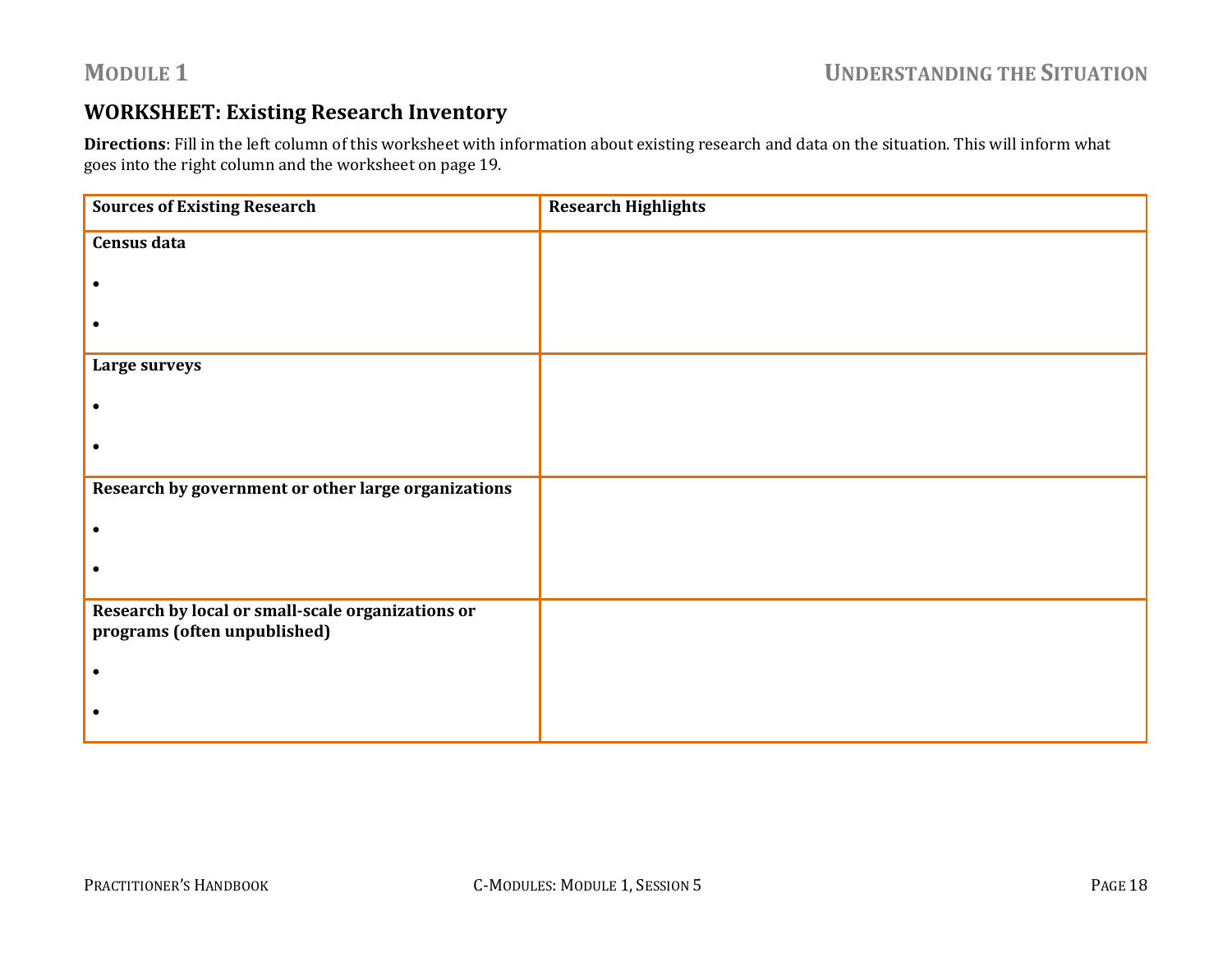## WORKSHEET: Existing Research Inventory

**Directions**: Fill in the left column of this worksheet with information about existing research and data on the situation. This will inform what goes into the right column and the worksheet on page 19.

| **Sources of Existing Research** | **Research Highlights** |
|---|---|
| **Census data**<br><br>•<br><br>• | |
| **Large surveys**<br><br>•<br><br>• | |
| **Research by government or other large organizations**<br><br>•<br><br>• | |
| **Research by local or small-scale organizations or programs (often unpublished)**<br><br>•<br><br>• | |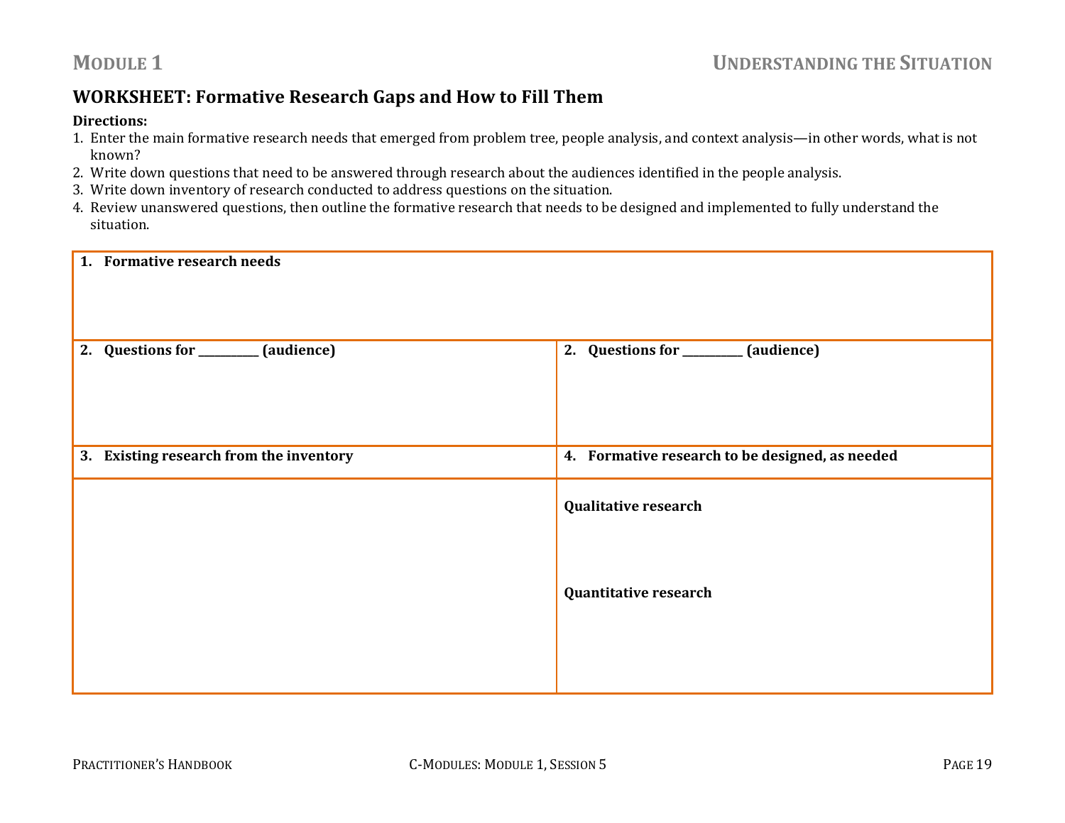## WORKSHEET: Formative Research Gaps and How to Fill Them

**Directions:**

1. Enter the main formative research needs that emerged from problem tree, people analysis, and context analysis—in other words, what is not known?
2. Write down questions that need to be answered through research about the audiences identified in the people analysis.
3. Write down inventory of research conducted to address questions on the situation.
4. Review unanswered questions, then outline the formative research that needs to be designed and implemented to fully understand the situation.

| **1. Formative research needs** | |
|---|---|
| | |
| **2. Questions for __________ (audience)** | **2. Questions for __________ (audience)** |
| | |
| **3. Existing research from the inventory** | **4. Formative research to be designed, as needed** |
| | **Qualitative research**<br><br>**Quantitative research** |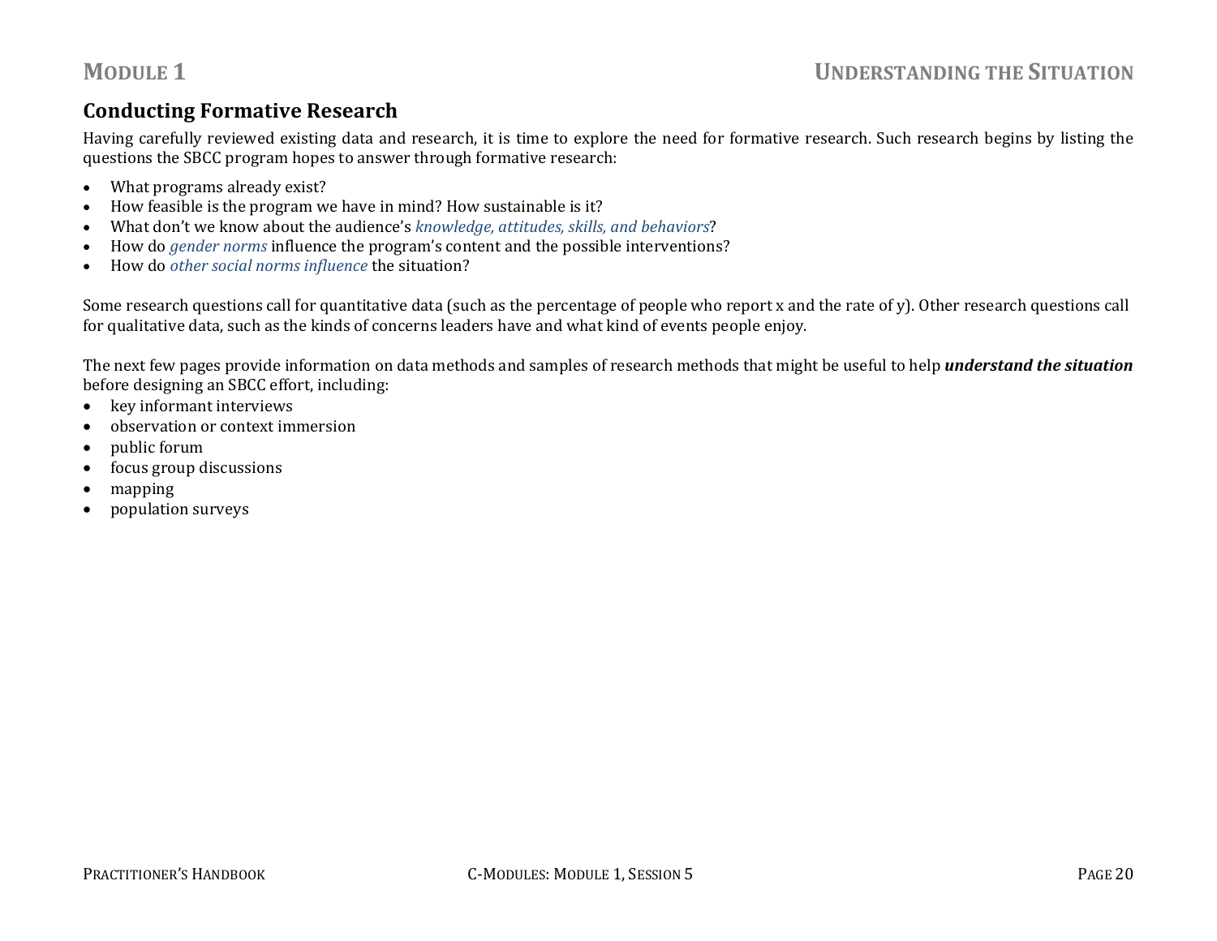## Conducting Formative Research

Having carefully reviewed existing data and research, it is time to explore the need for formative research. Such research begins by listing the questions the SBCC program hopes to answer through formative research:

- What programs already exist?
- How feasible is the program we have in mind? How sustainable is it?
- What don't we know about the audience's *knowledge, attitudes, skills, and behaviors*?
- How do *gender norms* influence the program's content and the possible interventions?
- How do *other social norms influence* the situation?

Some research questions call for quantitative data (such as the percentage of people who report x and the rate of y). Other research questions call for qualitative data, such as the kinds of concerns leaders have and what kind of events people enjoy.

The next few pages provide information on data methods and samples of research methods that might be useful to help ***understand the situation*** before designing an SBCC effort, including:

- key informant interviews
- observation or context immersion
- public forum
- focus group discussions
- mapping
- population surveys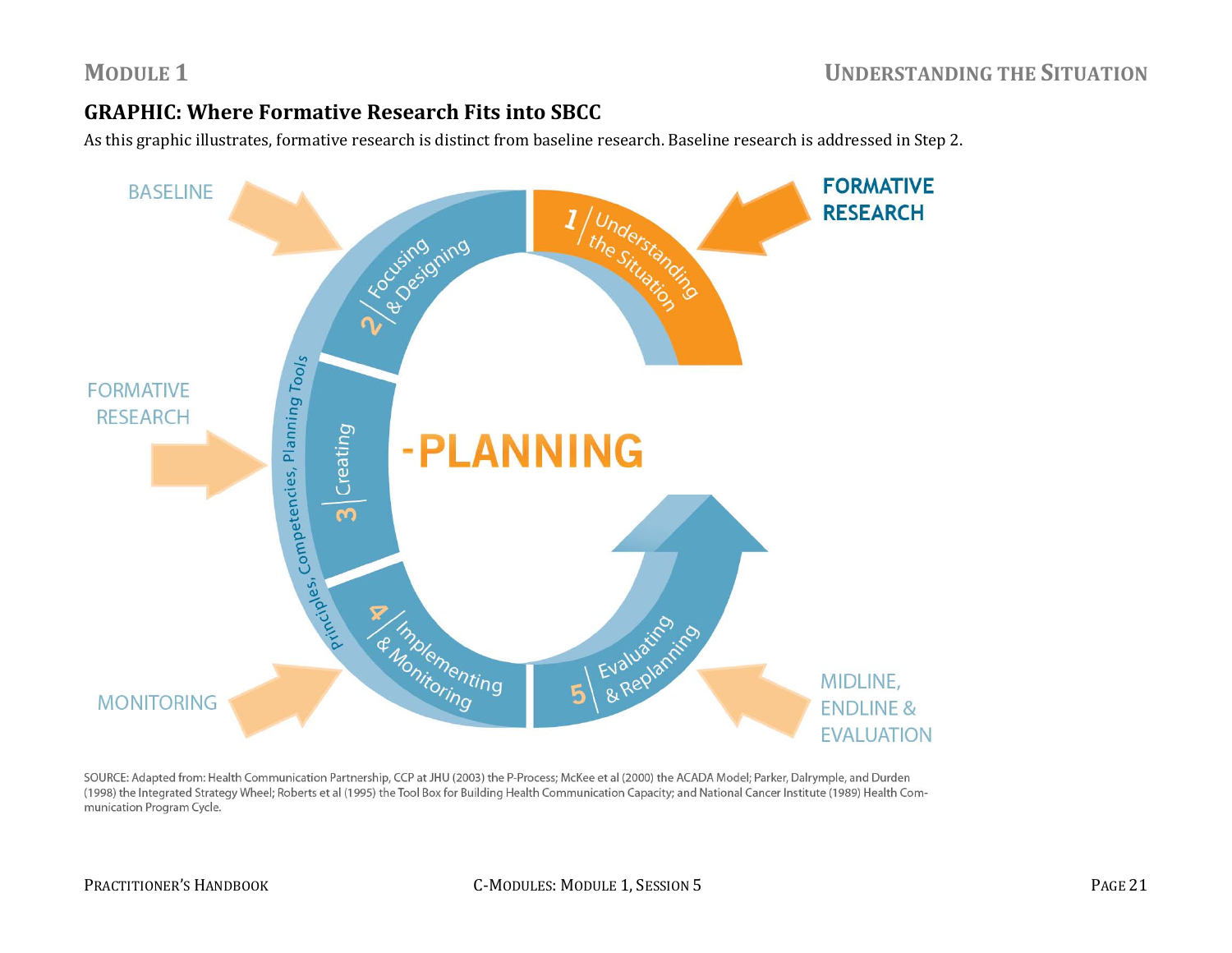## GRAPHIC: Where Formative Research Fits into SBCC

As this graphic illustrates, formative research is distinct from baseline research. Baseline research is addressed in Step 2.

BASELINE

FORMATIVE RESEARCH

FORMATIVE RESEARCH

MONITORING

MIDLINE, ENDLINE & EVALUATION

1 | Understanding the Situation

2 | Focusing & Designing

3 | Creating

4 | Implementing & Monitoring

5 | Evaluating & Replanning

Principles, Competencies, Planning Tools

-PLANNING

SOURCE: Adapted from: Health Communication Partnership, CCP at JHU (2003) the P-Process; McKee et al (2000) the ACADA Model; Parker, Dalrymple, and Durden (1998) the Integrated Strategy Wheel; Roberts et al (1995) the Tool Box for Building Health Communication Capacity; and National Cancer Institute (1989) Health Communication Program Cycle.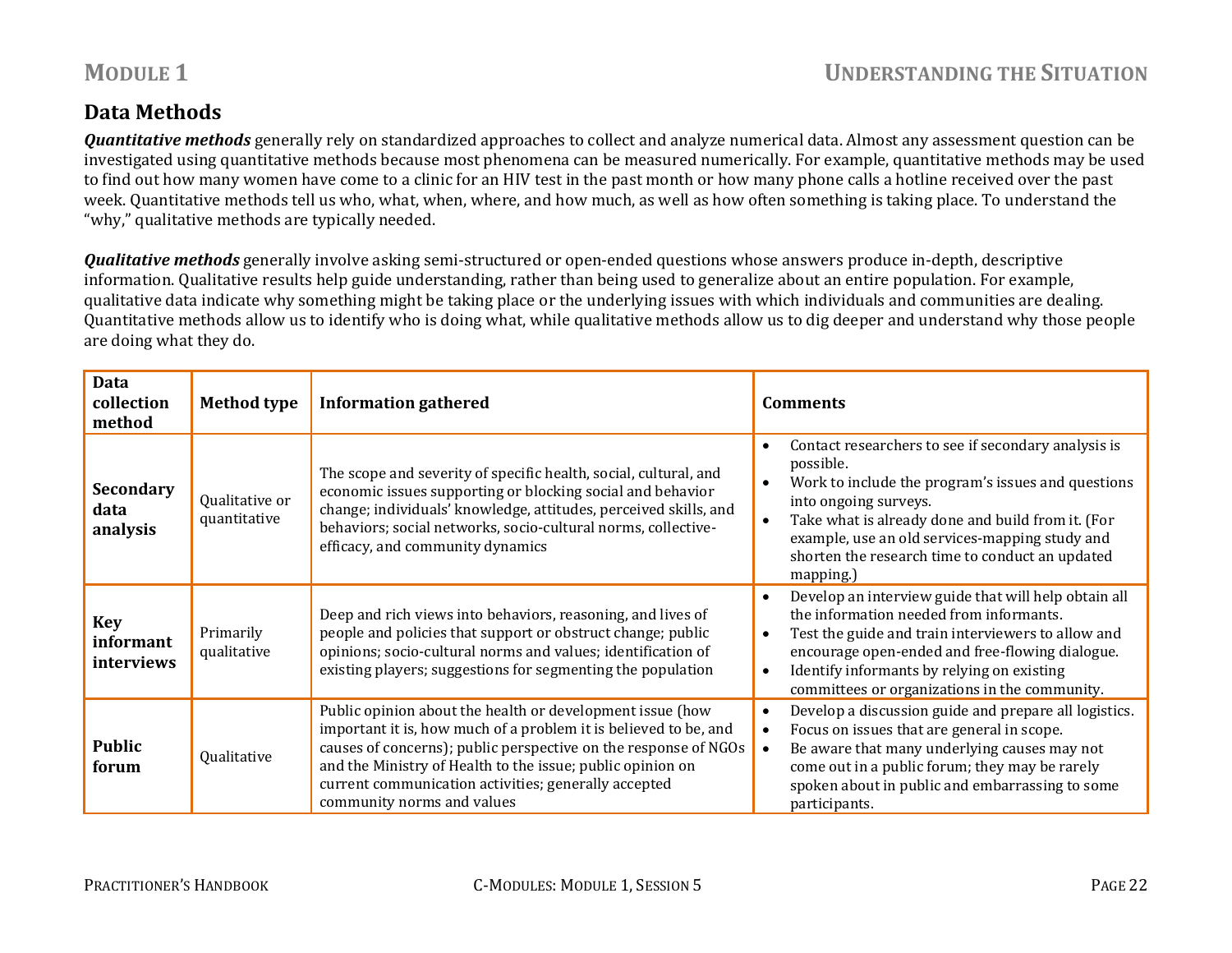## Data Methods

***Quantitative methods*** generally rely on standardized approaches to collect and analyze numerical data. Almost any assessment question can be investigated using quantitative methods because most phenomena can be measured numerically. For example, quantitative methods may be used to find out how many women have come to a clinic for an HIV test in the past month or how many phone calls a hotline received over the past week. Quantitative methods tell us who, what, when, where, and how much, as well as how often something is taking place. To understand the "why," qualitative methods are typically needed.

***Qualitative methods*** generally involve asking semi-structured or open-ended questions whose answers produce in-depth, descriptive information. Qualitative results help guide understanding, rather than being used to generalize about an entire population. For example, qualitative data indicate why something might be taking place or the underlying issues with which individuals and communities are dealing. Quantitative methods allow us to identify who is doing what, while qualitative methods allow us to dig deeper and understand why those people are doing what they do.

| Data collection method | Method type | Information gathered | Comments |
|---|---|---|---|
| **Secondary data analysis** | Qualitative or quantitative | The scope and severity of specific health, social, cultural, and economic issues supporting or blocking social and behavior change; individuals' knowledge, attitudes, perceived skills, and behaviors; social networks, socio-cultural norms, collective-efficacy, and community dynamics | • Contact researchers to see if secondary analysis is possible.<br>• Work to include the program's issues and questions into ongoing surveys.<br>• Take what is already done and build from it. (For example, use an old services-mapping study and shorten the research time to conduct an updated mapping.) |
| **Key informant interviews** | Primarily qualitative | Deep and rich views into behaviors, reasoning, and lives of people and policies that support or obstruct change; public opinions; socio-cultural norms and values; identification of existing players; suggestions for segmenting the population | • Develop an interview guide that will help obtain all the information needed from informants.<br>• Test the guide and train interviewers to allow and encourage open-ended and free-flowing dialogue.<br>• Identify informants by relying on existing committees or organizations in the community. |
| **Public forum** | Qualitative | Public opinion about the health or development issue (how important it is, how much of a problem it is believed to be, and causes of concerns); public perspective on the response of NGOs and the Ministry of Health to the issue; public opinion on current communication activities; generally accepted community norms and values | • Develop a discussion guide and prepare all logistics.<br>• Focus on issues that are general in scope.<br>• Be aware that many underlying causes may not come out in a public forum; they may be rarely spoken about in public and embarrassing to some participants. |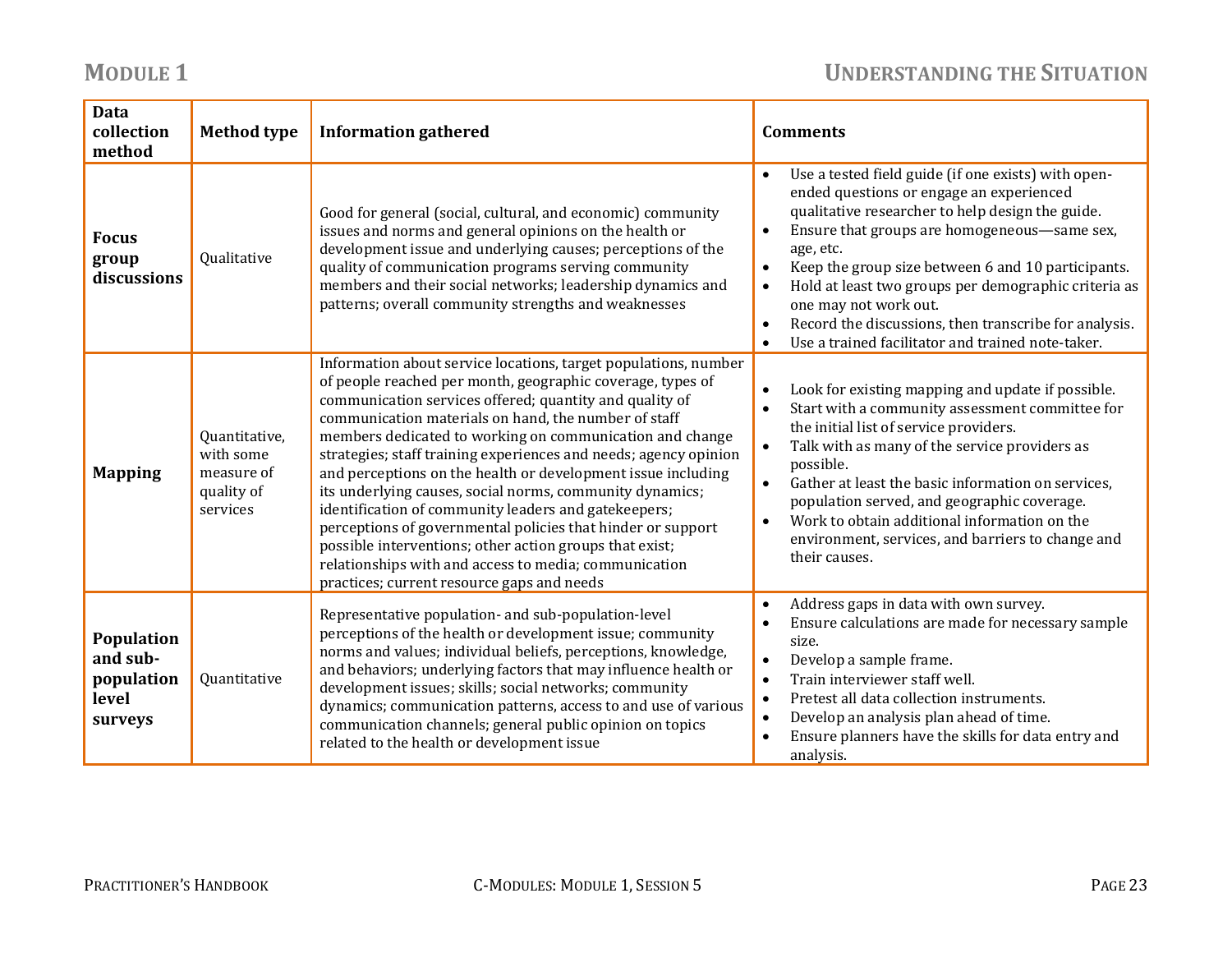| Data collection method | Method type | Information gathered | Comments |
|---|---|---|---|
| **Focus group discussions** | Qualitative | Good for general (social, cultural, and economic) community issues and norms and general opinions on the health or development issue and underlying causes; perceptions of the quality of communication programs serving community members and their social networks; leadership dynamics and patterns; overall community strengths and weaknesses | • Use a tested field guide (if one exists) with open-ended questions or engage an experienced qualitative researcher to help design the guide.<br>• Ensure that groups are homogeneous—same sex, age, etc.<br>• Keep the group size between 6 and 10 participants.<br>• Hold at least two groups per demographic criteria as one may not work out.<br>• Record the discussions, then transcribe for analysis.<br>• Use a trained facilitator and trained note-taker. |
| **Mapping** | Quantitative, with some measure of quality of services | Information about service locations, target populations, number of people reached per month, geographic coverage, types of communication services offered; quantity and quality of communication materials on hand, the number of staff members dedicated to working on communication and change strategies; staff training experiences and needs; agency opinion and perceptions on the health or development issue including its underlying causes, social norms, community dynamics; identification of community leaders and gatekeepers; perceptions of governmental policies that hinder or support possible interventions; other action groups that exist; relationships with and access to media; communication practices; current resource gaps and needs | • Look for existing mapping and update if possible.<br>• Start with a community assessment committee for the initial list of service providers.<br>• Talk with as many of the service providers as possible.<br>• Gather at least the basic information on services, population served, and geographic coverage.<br>• Work to obtain additional information on the environment, services, and barriers to change and their causes. |
| **Population and sub-population level surveys** | Quantitative | Representative population- and sub-population-level perceptions of the health or development issue; community norms and values; individual beliefs, perceptions, knowledge, and behaviors; underlying factors that may influence health or development issues; skills; social networks; community dynamics; communication patterns, access to and use of various communication channels; general public opinion on topics related to the health or development issue | • Address gaps in data with own survey.<br>• Ensure calculations are made for necessary sample size.<br>• Develop a sample frame.<br>• Train interviewer staff well.<br>• Pretest all data collection instruments.<br>• Develop an analysis plan ahead of time.<br>• Ensure planners have the skills for data entry and analysis. |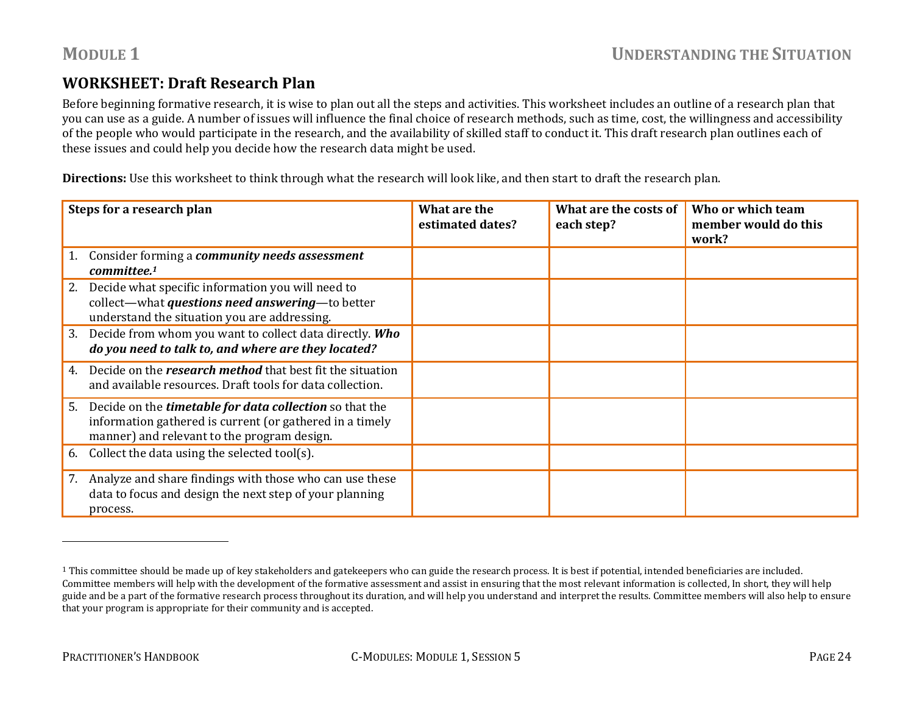## WORKSHEET: Draft Research Plan

Before beginning formative research, it is wise to plan out all the steps and activities. This worksheet includes an outline of a research plan that you can use as a guide. A number of issues will influence the final choice of research methods, such as time, cost, the willingness and accessibility of the people who would participate in the research, and the availability of skilled staff to conduct it. This draft research plan outlines each of these issues and could help you decide how the research data might be used.

**Directions:** Use this worksheet to think through what the research will look like, and then start to draft the research plan.

| Steps for a research plan | What are the estimated dates? | What are the costs of each step? | Who or which team member would do this work? |
|---|---|---|---|
| 1. Consider forming a ***community needs assessment committee.***[1] | | | |
| 2. Decide what specific information you will need to collect—what ***questions need answering***—to better understand the situation you are addressing. | | | |
| 3. Decide from whom you want to collect data directly. ***Who do you need to talk to, and where are they located?*** | | | |
| 4. Decide on the ***research method*** that best fit the situation and available resources. Draft tools for data collection. | | | |
| 5. Decide on the ***timetable for data collection*** so that the information gathered is current (or gathered in a timely manner) and relevant to the program design. | | | |
| 6. Collect the data using the selected tool(s). | | | |
| 7. Analyze and share findings with those who can use these data to focus and design the next step of your planning process. | | | |

---

[1] This committee should be made up of key stakeholders and gatekeepers who can guide the research process. It is best if potential, intended beneficiaries are included. Committee members will help with the development of the formative assessment and assist in ensuring that the most relevant information is collected, In short, they will help guide and be a part of the formative research process throughout its duration, and will help you understand and interpret the results. Committee members will also help to ensure that your program is appropriate for their community and is accepted.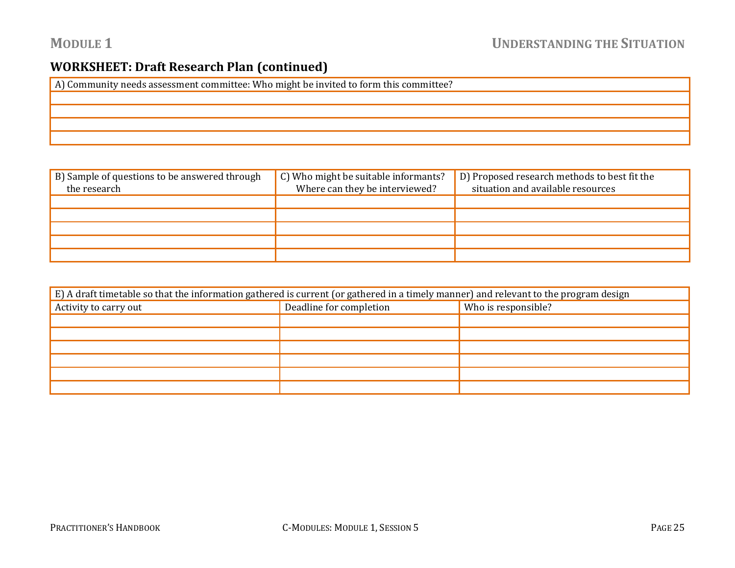## WORKSHEET: Draft Research Plan (continued)

| A) Community needs assessment committee: Who might be invited to form this committee? |
|---|
| |
| |
| |
| |

| B) Sample of questions to be answered through the research | C) Who might be suitable informants? Where can they be interviewed? | D) Proposed research methods to best fit the situation and available resources |
|---|---|---|
| | | |
| | | |
| | | |
| | | |
| | | |

| E) A draft timetable so that the information gathered is current (or gathered in a timely manner) and relevant to the program design | | |
|---|---|---|
| Activity to carry out | Deadline for completion | Who is responsible? |
| | | |
| | | |
| | | |
| | | |
| | | |
| | | |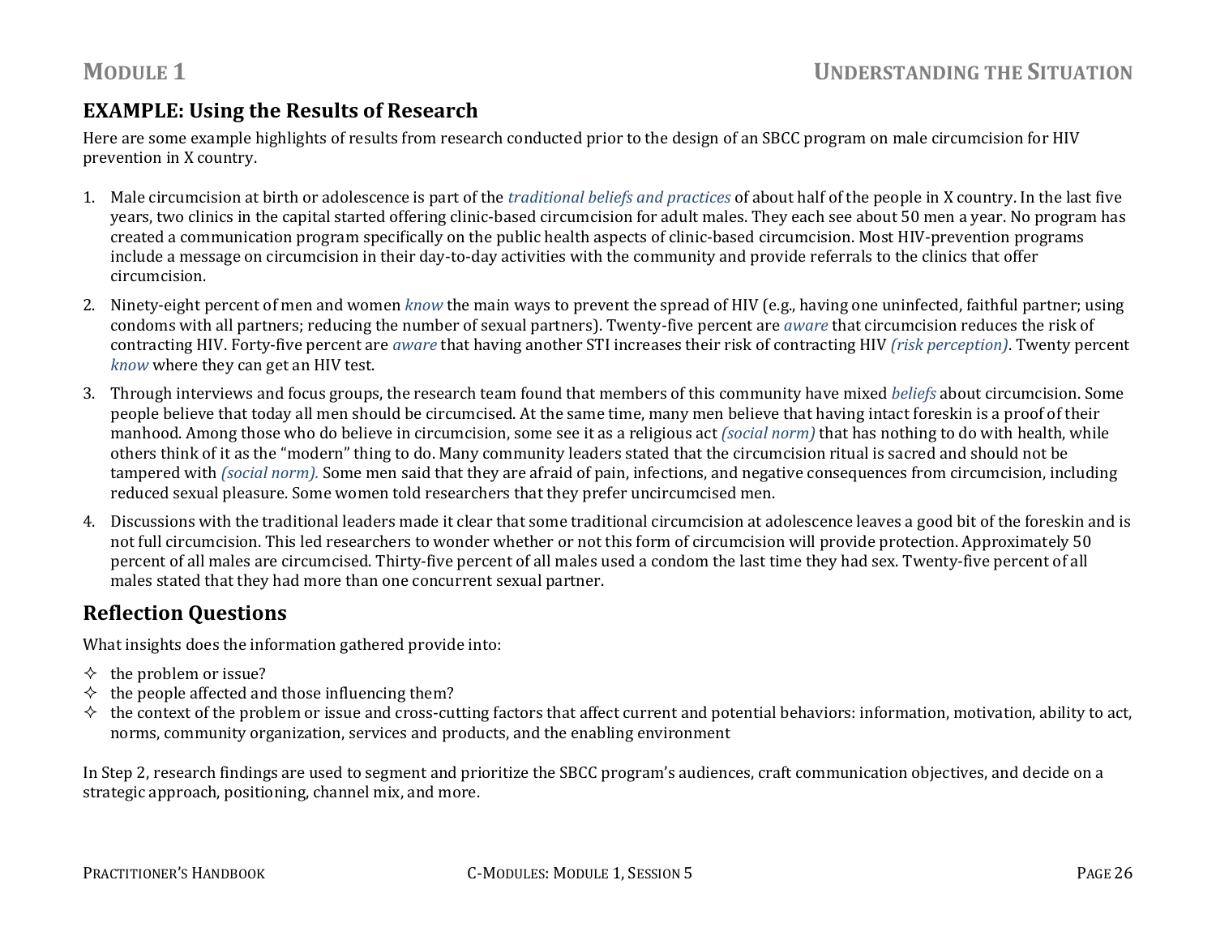## EXAMPLE: Using the Results of Research

Here are some example highlights of results from research conducted prior to the design of an SBCC program on male circumcision for HIV prevention in X country.

1. Male circumcision at birth or adolescence is part of the *traditional beliefs and practices* of about half of the people in X country. In the last five years, two clinics in the capital started offering clinic-based circumcision for adult males. They each see about 50 men a year. No program has created a communication program specifically on the public health aspects of clinic-based circumcision. Most HIV-prevention programs include a message on circumcision in their day-to-day activities with the community and provide referrals to the clinics that offer circumcision.
2. Ninety-eight percent of men and women *know* the main ways to prevent the spread of HIV (e.g., having one uninfected, faithful partner; using condoms with all partners; reducing the number of sexual partners). Twenty-five percent are *aware* that circumcision reduces the risk of contracting HIV. Forty-five percent are *aware* that having another STI increases their risk of contracting HIV *(risk perception)*. Twenty percent *know* where they can get an HIV test.
3. Through interviews and focus groups, the research team found that members of this community have mixed *beliefs* about circumcision. Some people believe that today all men should be circumcised. At the same time, many men believe that having intact foreskin is a proof of their manhood. Among those who do believe in circumcision, some see it as a religious act *(social norm)* that has nothing to do with health, while others think of it as the "modern" thing to do. Many community leaders stated that the circumcision ritual is sacred and should not be tampered with *(social norm).* Some men said that they are afraid of pain, infections, and negative consequences from circumcision, including reduced sexual pleasure. Some women told researchers that they prefer uncircumcised men.
4. Discussions with the traditional leaders made it clear that some traditional circumcision at adolescence leaves a good bit of the foreskin and is not full circumcision. This led researchers to wonder whether or not this form of circumcision will provide protection. Approximately 50 percent of all males are circumcised. Thirty-five percent of all males used a condom the last time they had sex. Twenty-five percent of all males stated that they had more than one concurrent sexual partner.

## Reflection Questions

What insights does the information gathered provide into:

- the problem or issue?
- the people affected and those influencing them?
- the context of the problem or issue and cross-cutting factors that affect current and potential behaviors: information, motivation, ability to act, norms, community organization, services and products, and the enabling environment

In Step 2, research findings are used to segment and prioritize the SBCC program's audiences, craft communication objectives, and decide on a strategic approach, positioning, channel mix, and more.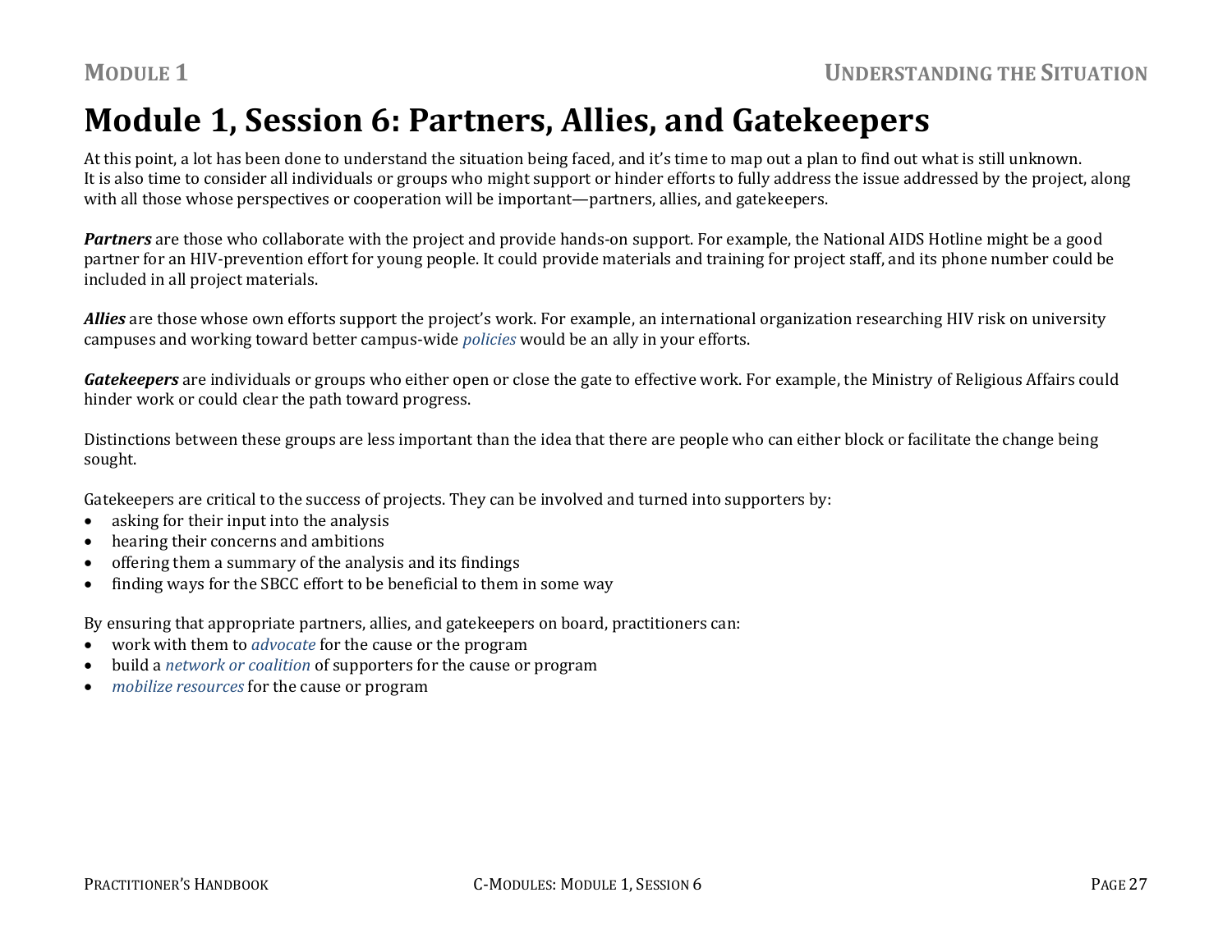# Module 1, Session 6: Partners, Allies, and Gatekeepers

At this point, a lot has been done to understand the situation being faced, and it's time to map out a plan to find out what is still unknown. It is also time to consider all individuals or groups who might support or hinder efforts to fully address the issue addressed by the project, along with all those whose perspectives or cooperation will be important—partners, allies, and gatekeepers.

***Partners*** are those who collaborate with the project and provide hands-on support. For example, the National AIDS Hotline might be a good partner for an HIV-prevention effort for young people. It could provide materials and training for project staff, and its phone number could be included in all project materials.

***Allies*** are those whose own efforts support the project's work. For example, an international organization researching HIV risk on university campuses and working toward better campus-wide *policies* would be an ally in your efforts.

***Gatekeepers*** are individuals or groups who either open or close the gate to effective work. For example, the Ministry of Religious Affairs could hinder work or could clear the path toward progress.

Distinctions between these groups are less important than the idea that there are people who can either block or facilitate the change being sought.

Gatekeepers are critical to the success of projects. They can be involved and turned into supporters by:

- asking for their input into the analysis
- hearing their concerns and ambitions
- offering them a summary of the analysis and its findings
- finding ways for the SBCC effort to be beneficial to them in some way

By ensuring that appropriate partners, allies, and gatekeepers on board, practitioners can:

- work with them to *advocate* for the cause or the program
- build a *network or coalition* of supporters for the cause or program
- *mobilize resources* for the cause or program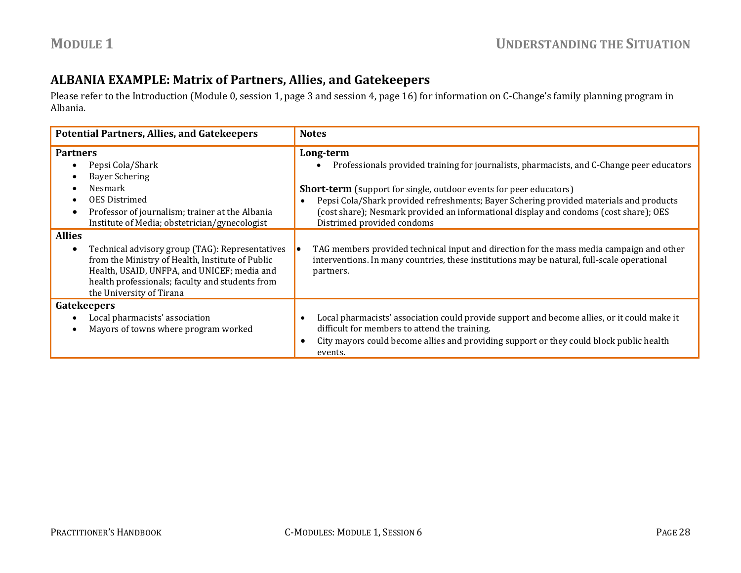## ALBANIA EXAMPLE: Matrix of Partners, Allies, and Gatekeepers

Please refer to the Introduction (Module 0, session 1, page 3 and session 4, page 16) for information on C-Change's family planning program in Albania.

| Potential Partners, Allies, and Gatekeepers | Notes |
|---|---|
| **Partners**<br>• Pepsi Cola/Shark<br>• Bayer Schering<br>• Nesmark<br>• OES Distrimed<br>• Professor of journalism; trainer at the Albania Institute of Media; obstetrician/gynecologist | **Long-term**<br>• Professionals provided training for journalists, pharmacists, and C-Change peer educators<br><br>**Short-term** (support for single, outdoor events for peer educators)<br>• Pepsi Cola/Shark provided refreshments; Bayer Schering provided materials and products (cost share); Nesmark provided an informational display and condoms (cost share); OES Distrimed provided condoms |
| **Allies**<br>• Technical advisory group (TAG): Representatives from the Ministry of Health, Institute of Public Health, USAID, UNFPA, and UNICEF; media and health professionals; faculty and students from the University of Tirana | • TAG members provided technical input and direction for the mass media campaign and other interventions. In many countries, these institutions may be natural, full-scale operational partners. |
| **Gatekeepers**<br>• Local pharmacists' association<br>• Mayors of towns where program worked | • Local pharmacists' association could provide support and become allies, or it could make it difficult for members to attend the training.<br>• City mayors could become allies and providing support or they could block public health events. |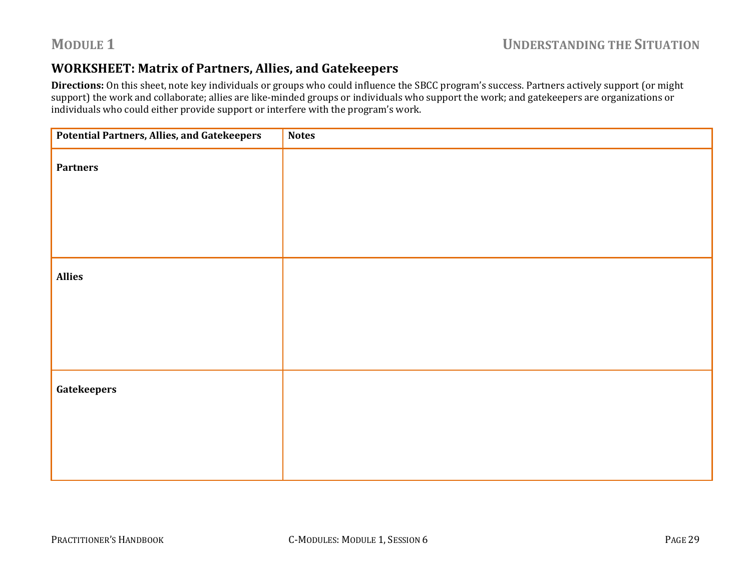## WORKSHEET: Matrix of Partners, Allies, and Gatekeepers

**Directions:** On this sheet, note key individuals or groups who could influence the SBCC program's success. Partners actively support (or might support) the work and collaborate; allies are like-minded groups or individuals who support the work; and gatekeepers are organizations or individuals who could either provide support or interfere with the program's work.

| Potential Partners, Allies, and Gatekeepers | Notes |
| --- | --- |
| **Partners** | |
| **Allies** | |
| **Gatekeepers** | |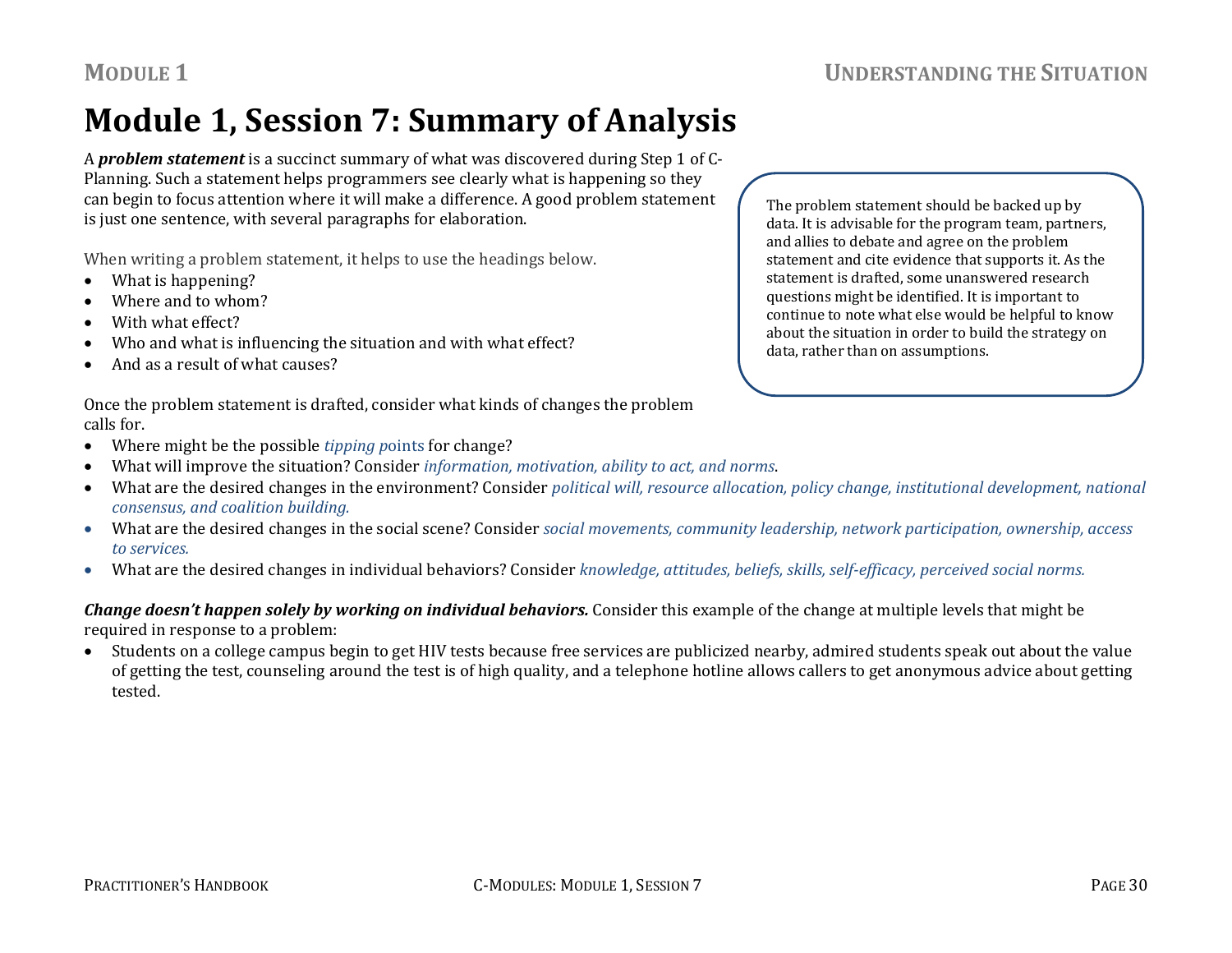# Module 1, Session 7: Summary of Analysis

A ***problem statement*** is a succinct summary of what was discovered during Step 1 of C-Planning. Such a statement helps programmers see clearly what is happening so they can begin to focus attention where it will make a difference. A good problem statement is just one sentence, with several paragraphs for elaboration.

> The problem statement should be backed up by data. It is advisable for the program team, partners, and allies to debate and agree on the problem statement and cite evidence that supports it. As the statement is drafted, some unanswered research questions might be identified. It is important to continue to note what else would be helpful to know about the situation in order to build the strategy on data, rather than on assumptions.

When writing a problem statement, it helps to use the headings below.

- What is happening?
- Where and to whom?
- With what effect?
- Who and what is influencing the situation and with what effect?
- And as a result of what causes?

Once the problem statement is drafted, consider what kinds of changes the problem calls for.

- Where might be the possible *tipping points* for change?
- What will improve the situation? Consider *information, motivation, ability to act, and norms*.
- What are the desired changes in the environment? Consider *political will, resource allocation, policy change, institutional development, national consensus, and coalition building.*
- What are the desired changes in the social scene? Consider *social movements, community leadership, network participation, ownership, access to services.*
- What are the desired changes in individual behaviors? Consider *knowledge, attitudes, beliefs, skills, self-efficacy, perceived social norms.*

***Change doesn't happen solely by working on individual behaviors.*** Consider this example of the change at multiple levels that might be required in response to a problem:

- Students on a college campus begin to get HIV tests because free services are publicized nearby, admired students speak out about the value of getting the test, counseling around the test is of high quality, and a telephone hotline allows callers to get anonymous advice about getting tested.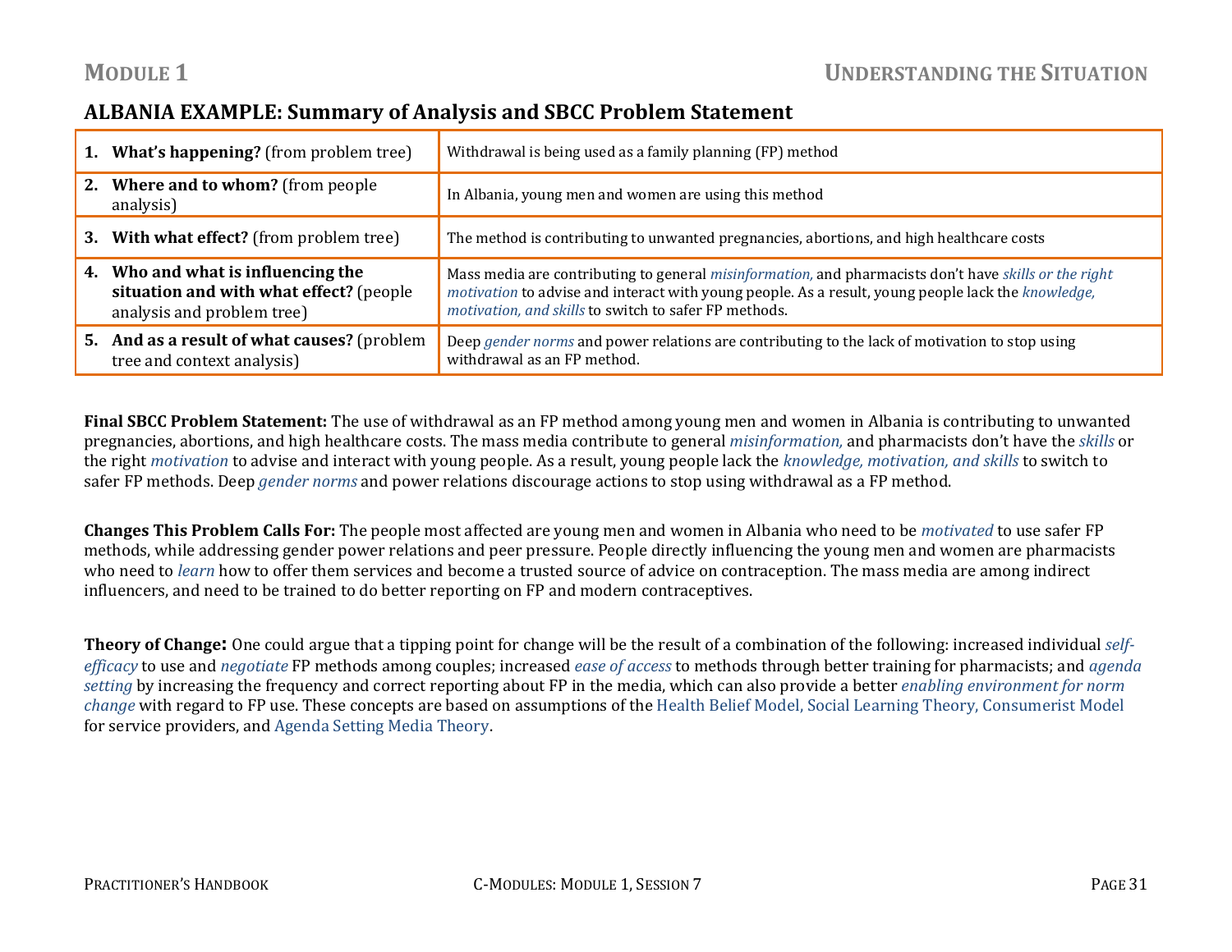## ALBANIA EXAMPLE: Summary of Analysis and SBCC Problem Statement

| | |
|---|---|
| 1. **What's happening?** (from problem tree) | Withdrawal is being used as a family planning (FP) method |
| 2. **Where and to whom?** (from people analysis) | In Albania, young men and women are using this method |
| 3. **With what effect?** (from problem tree) | The method is contributing to unwanted pregnancies, abortions, and high healthcare costs |
| 4. **Who and what is influencing the situation and with what effect?** (people analysis and problem tree) | Mass media are contributing to general *misinformation,* and pharmacists don't have *skills or the right motivation* to advise and interact with young people. As a result, young people lack the *knowledge, motivation, and skills* to switch to safer FP methods. |
| 5. **And as a result of what causes?** (problem tree and context analysis) | Deep *gender norms* and power relations are contributing to the lack of motivation to stop using withdrawal as an FP method. |

**Final SBCC Problem Statement:** The use of withdrawal as an FP method among young men and women in Albania is contributing to unwanted pregnancies, abortions, and high healthcare costs. The mass media contribute to general *misinformation,* and pharmacists don't have the *skills* or the right *motivation* to advise and interact with young people. As a result, young people lack the *knowledge, motivation, and skills* to switch to safer FP methods. Deep *gender norms* and power relations discourage actions to stop using withdrawal as a FP method.

**Changes This Problem Calls For:** The people most affected are young men and women in Albania who need to be *motivated* to use safer FP methods, while addressing gender power relations and peer pressure. People directly influencing the young men and women are pharmacists who need to *learn* how to offer them services and become a trusted source of advice on contraception. The mass media are among indirect influencers, and need to be trained to do better reporting on FP and modern contraceptives.

**Theory of Change:** One could argue that a tipping point for change will be the result of a combination of the following: increased individual *self-efficacy* to use and *negotiate* FP methods among couples; increased *ease of access* to methods through better training for pharmacists; and *agenda setting* by increasing the frequency and correct reporting about FP in the media, which can also provide a better *enabling environment for norm change* with regard to FP use. These concepts are based on assumptions of the Health Belief Model, Social Learning Theory, Consumerist Model for service providers, and Agenda Setting Media Theory.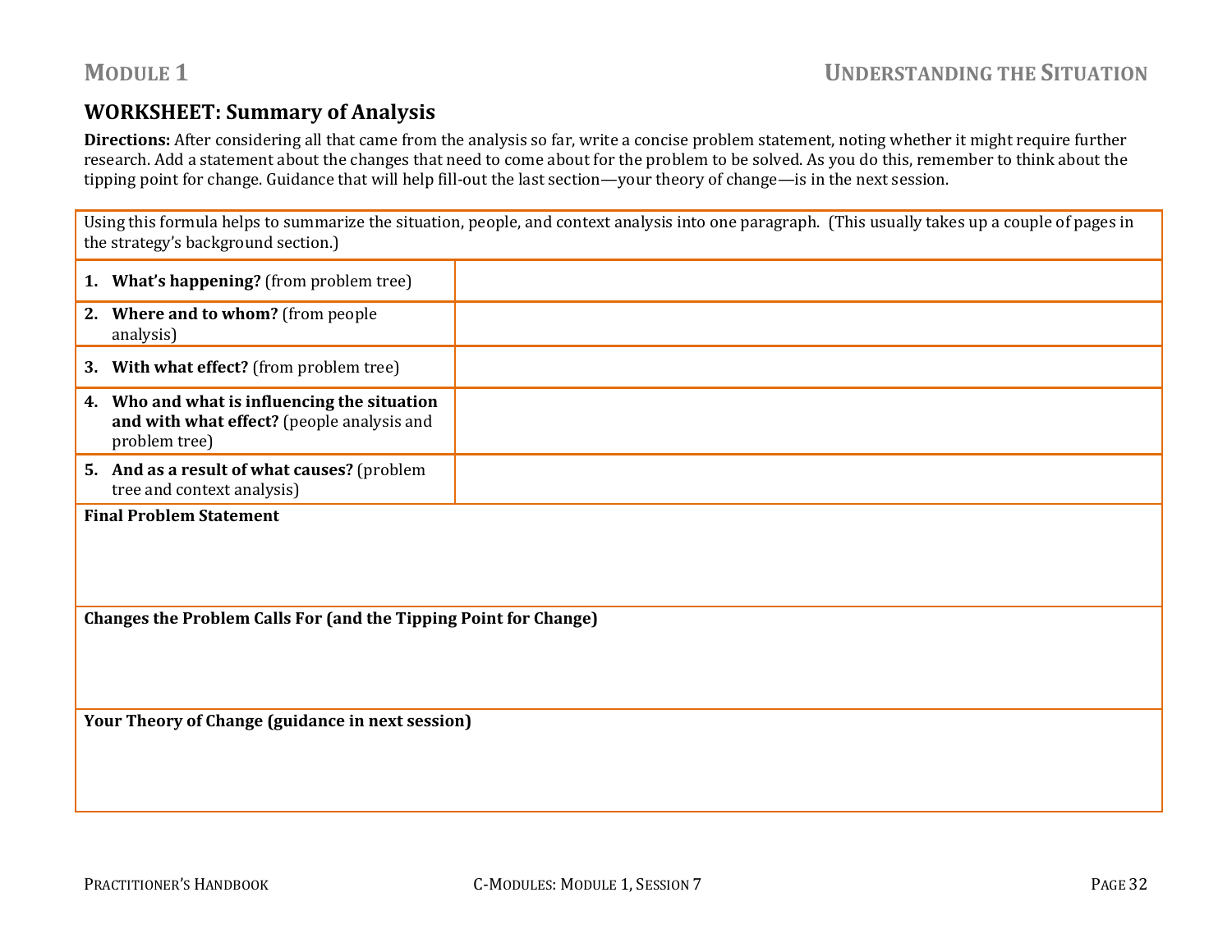## WORKSHEET: Summary of Analysis

**Directions:** After considering all that came from the analysis so far, write a concise problem statement, noting whether it might require further research. Add a statement about the changes that need to come about for the problem to be solved. As you do this, remember to think about the tipping point for change. Guidance that will help fill-out the last section—your theory of change—is in the next session.

| Using this formula helps to summarize the situation, people, and context analysis into one paragraph. (This usually takes up a couple of pages in the strategy's background section.) | |
|---|---|
| 1. **What's happening?** (from problem tree) | |
| 2. **Where and to whom?** (from people analysis) | |
| 3. **With what effect?** (from problem tree) | |
| 4. **Who and what is influencing the situation and with what effect?** (people analysis and problem tree) | |
| 5. **And as a result of what causes?** (problem tree and context analysis) | |
| **Final Problem Statement** | |
| **Changes the Problem Calls For (and the Tipping Point for Change)** | |
| **Your Theory of Change (guidance in next session)** | |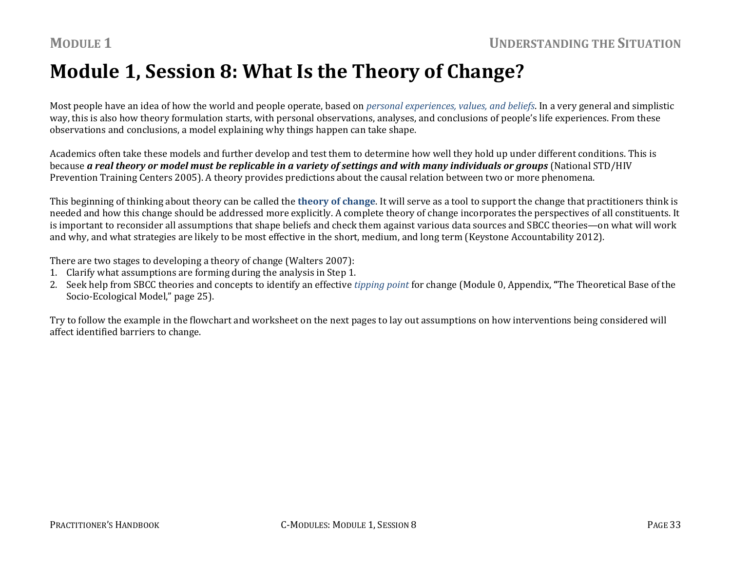# Module 1, Session 8: What Is the Theory of Change?

Most people have an idea of how the world and people operate, based on *personal experiences, values, and beliefs*. In a very general and simplistic way, this is also how theory formulation starts, with personal observations, analyses, and conclusions of people's life experiences. From these observations and conclusions, a model explaining why things happen can take shape.

Academics often take these models and further develop and test them to determine how well they hold up under different conditions. This is because ***a real theory or model must be replicable in a variety of settings and with many individuals or groups*** (National STD/HIV Prevention Training Centers 2005). A theory provides predictions about the causal relation between two or more phenomena.

This beginning of thinking about theory can be called the **theory of change**. It will serve as a tool to support the change that practitioners think is needed and how this change should be addressed more explicitly. A complete theory of change incorporates the perspectives of all constituents. It is important to reconsider all assumptions that shape beliefs and check them against various data sources and SBCC theories—on what will work and why, and what strategies are likely to be most effective in the short, medium, and long term (Keystone Accountability 2012).

There are two stages to developing a theory of change (Walters 2007):

1. Clarify what assumptions are forming during the analysis in Step 1.
2. Seek help from SBCC theories and concepts to identify an effective *tipping point* for change (Module 0, Appendix, "The Theoretical Base of the Socio-Ecological Model," page 25).

Try to follow the example in the flowchart and worksheet on the next pages to lay out assumptions on how interventions being considered will affect identified barriers to change.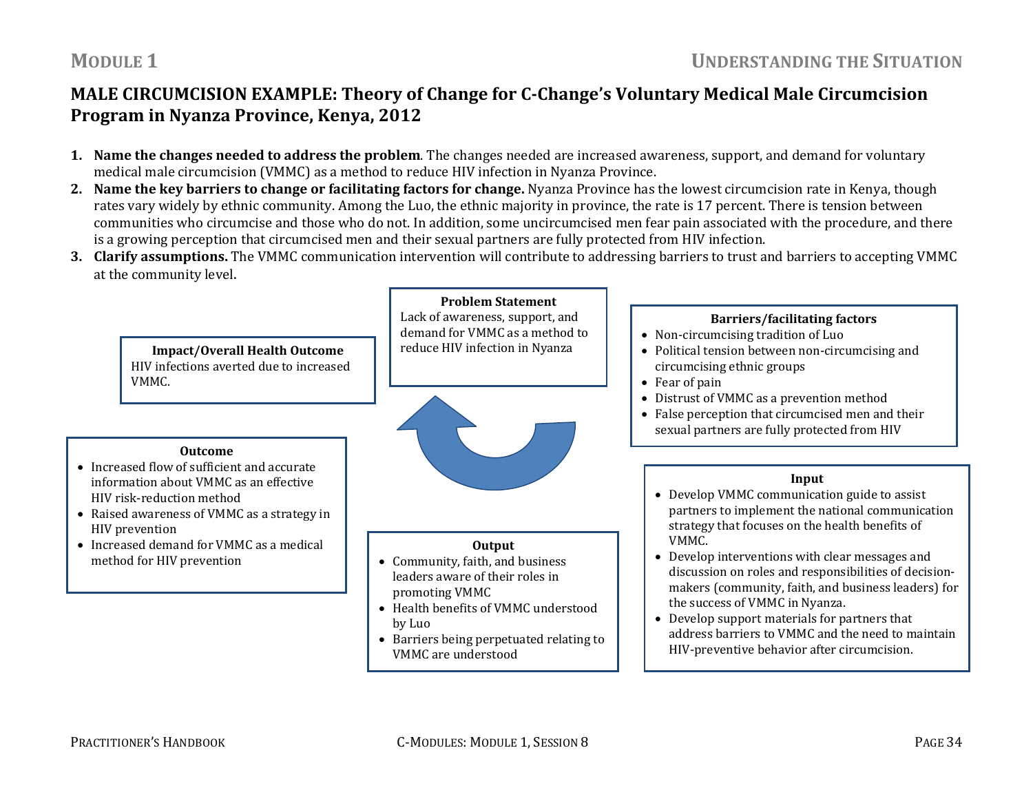## MALE CIRCUMCISION EXAMPLE: Theory of Change for C-Change's Voluntary Medical Male Circumcision Program in Nyanza Province, Kenya, 2012

1. **Name the changes needed to address the problem**. The changes needed are increased awareness, support, and demand for voluntary medical male circumcision (VMMC) as a method to reduce HIV infection in Nyanza Province.
2. **Name the key barriers to change or facilitating factors for change.** Nyanza Province has the lowest circumcision rate in Kenya, though rates vary widely by ethnic community. Among the Luo, the ethnic majority in province, the rate is 17 percent. There is tension between communities who circumcise and those who do not. In addition, some uncircumcised men fear pain associated with the procedure, and there is a growing perception that circumcised men and their sexual partners are fully protected from HIV infection.
3. **Clarify assumptions.** The VMMC communication intervention will contribute to addressing barriers to trust and barriers to accepting VMMC at the community level.

**Problem Statement**
Lack of awareness, support, and demand for VMMC as a method to reduce HIV infection in Nyanza

**Barriers/facilitating factors**

- Non-circumcising tradition of Luo
- Political tension between non-circumcising and circumcising ethnic groups
- Fear of pain
- Distrust of VMMC as a prevention method
- False perception that circumcised men and their sexual partners are fully protected from HIV

**Input**

- Develop VMMC communication guide to assist partners to implement the national communication strategy that focuses on the health benefits of VMMC.
- Develop interventions with clear messages and discussion on roles and responsibilities of decision-makers (community, faith, and business leaders) for the success of VMMC in Nyanza.
- Develop support materials for partners that address barriers to VMMC and the need to maintain HIV-preventive behavior after circumcision.

**Output**

- Community, faith, and business leaders aware of their roles in promoting VMMC
- Health benefits of VMMC understood by Luo
- Barriers being perpetuated relating to VMMC are understood

**Outcome**

- Increased flow of sufficient and accurate information about VMMC as an effective HIV risk-reduction method
- Raised awareness of VMMC as a strategy in HIV prevention
- Increased demand for VMMC as a medical method for HIV prevention

**Impact/Overall Health Outcome**
HIV infections averted due to increased VMMC.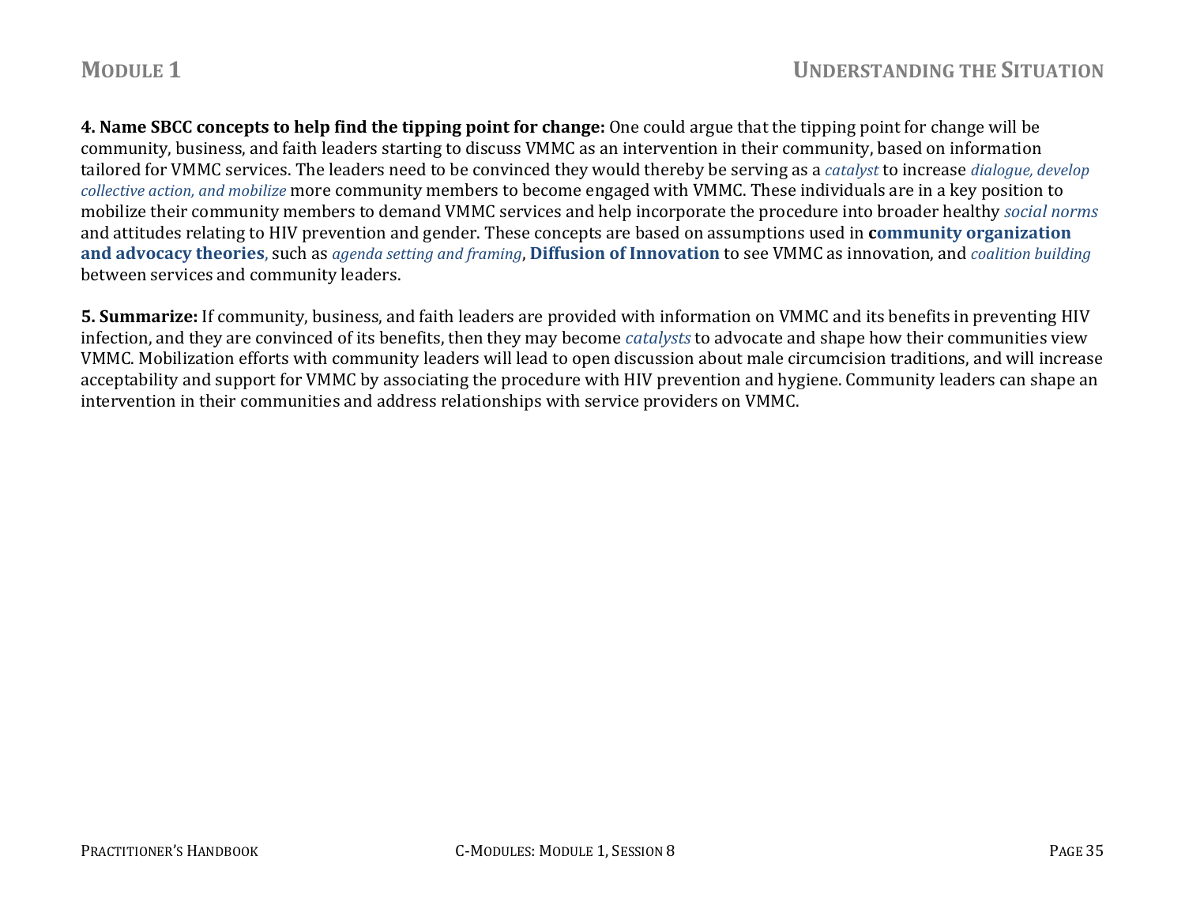**4. Name SBCC concepts to help find the tipping point for change:** One could argue that the tipping point for change will be community, business, and faith leaders starting to discuss VMMC as an intervention in their community, based on information tailored for VMMC services. The leaders need to be convinced they would thereby be serving as a *catalyst* to increase *dialogue, develop collective action, and mobilize* more community members to become engaged with VMMC. These individuals are in a key position to mobilize their community members to demand VMMC services and help incorporate the procedure into broader healthy *social norms* and attitudes relating to HIV prevention and gender. These concepts are based on assumptions used in **community organization and advocacy theories**, such as *agenda setting and framing*, **Diffusion of Innovation** to see VMMC as innovation, and *coalition building* between services and community leaders.

**5. Summarize:** If community, business, and faith leaders are provided with information on VMMC and its benefits in preventing HIV infection, and they are convinced of its benefits, then they may become *catalysts* to advocate and shape how their communities view VMMC. Mobilization efforts with community leaders will lead to open discussion about male circumcision traditions, and will increase acceptability and support for VMMC by associating the procedure with HIV prevention and hygiene. Community leaders can shape an intervention in their communities and address relationships with service providers on VMMC.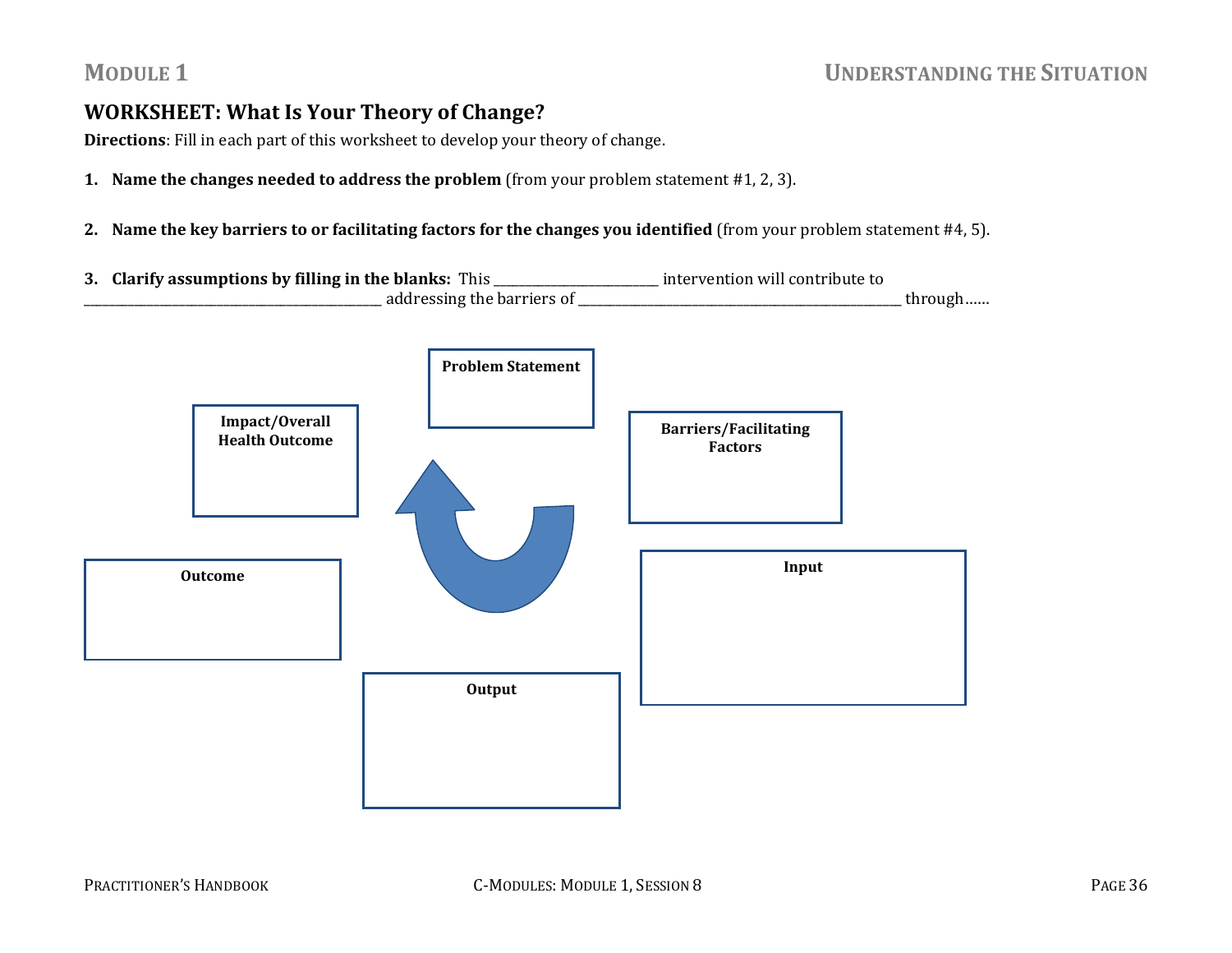## WORKSHEET: What Is Your Theory of Change?

**Directions**: Fill in each part of this worksheet to develop your theory of change.

1. **Name the changes needed to address the problem** (from your problem statement #1, 2, 3).

2. **Name the key barriers to or facilitating factors for the changes you identified** (from your problem statement #4, 5).

3. **Clarify assumptions by filling in the blanks:** This ________________________ intervention will contribute to ____________________________________________ addressing the barriers of ________________________________________________ through……

**Problem Statement**

**Barriers/Facilitating Factors**

**Input**

**Output**

**Outcome**

**Impact/Overall Health Outcome**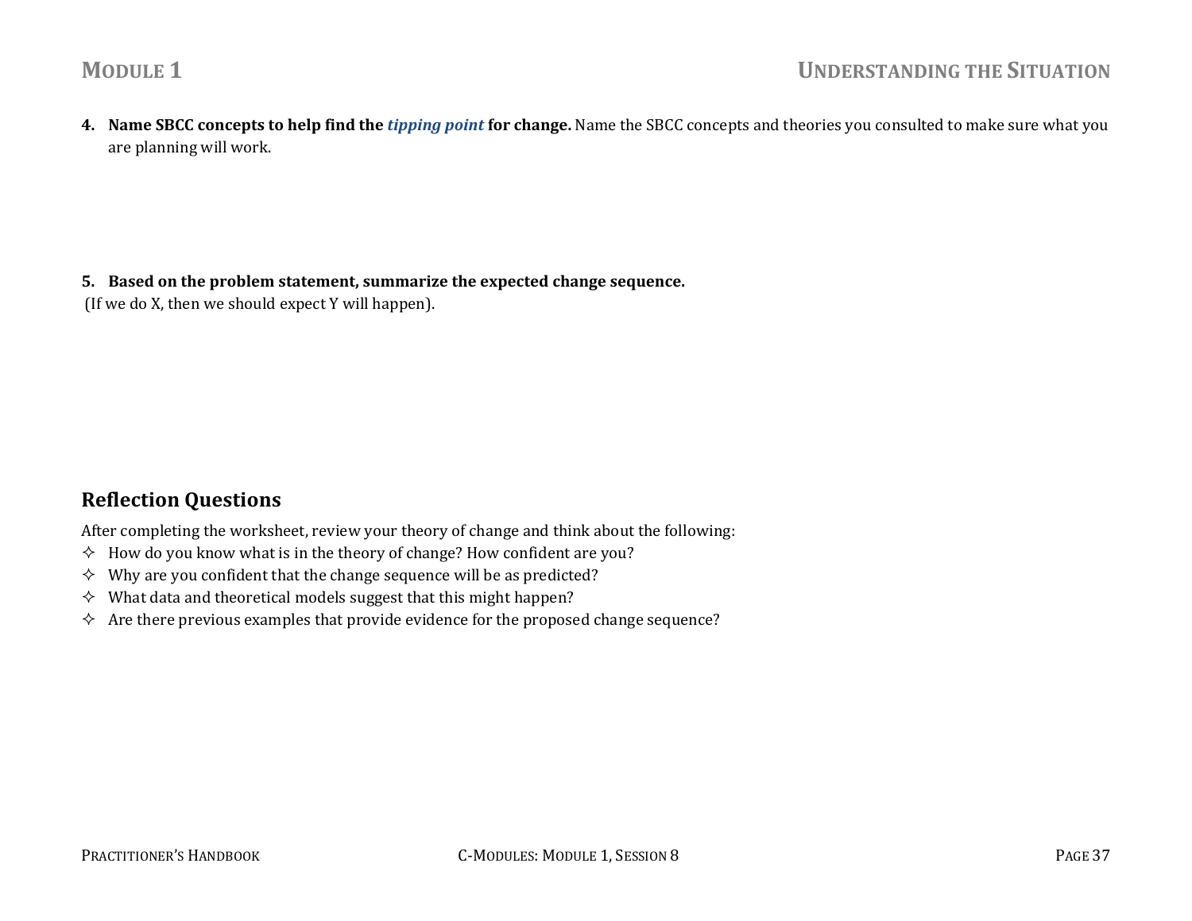4. **Name SBCC concepts to help find the *tipping point* for change.** Name the SBCC concepts and theories you consulted to make sure what you are planning will work.

5. **Based on the problem statement, summarize the expected change sequence.**

(If we do X, then we should expect Y will happen).

## Reflection Questions

After completing the worksheet, review your theory of change and think about the following:

- How do you know what is in the theory of change? How confident are you?
- Why are you confident that the change sequence will be as predicted?
- What data and theoretical models suggest that this might happen?
- Are there previous examples that provide evidence for the proposed change sequence?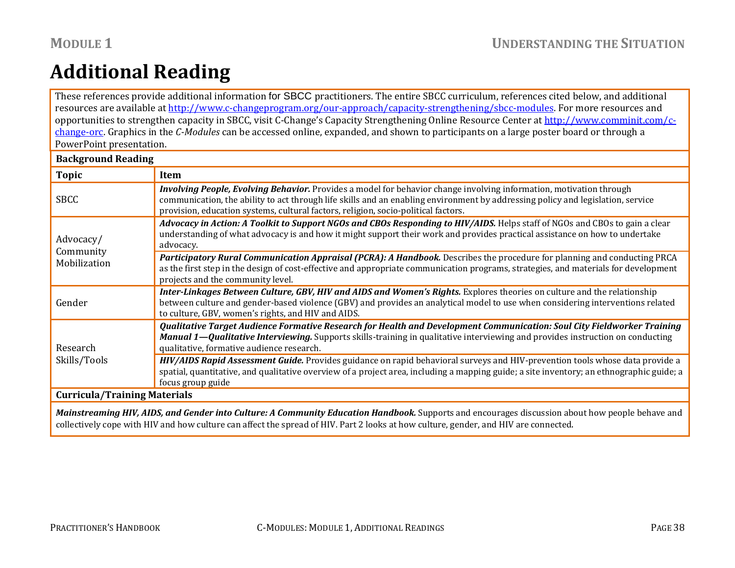# Additional Reading

These references provide additional information for SBCC practitioners. The entire SBCC curriculum, references cited below, and additional resources are available at http://www.c-changeprogram.org/our-approach/capacity-strengthening/sbcc-modules. For more resources and opportunities to strengthen capacity in SBCC, visit C-Change's Capacity Strengthening Online Resource Center at http://www.comminit.com/c-change-orc. Graphics in the *C-Modules* can be accessed online, expanded, and shown to participants on a large poster board or through a PowerPoint presentation.

**Background Reading**

| Topic | Item |
|---|---|
| SBCC | ***Involving People, Evolving Behavior.*** Provides a model for behavior change involving information, motivation through communication, the ability to act through life skills and an enabling environment by addressing policy and legislation, service provision, education systems, cultural factors, religion, socio-political factors. |
| Advocacy/ Community Mobilization | ***Advocacy in Action: A Toolkit to Support NGOs and CBOs Responding to HIV/AIDS.*** Helps staff of NGOs and CBOs to gain a clear understanding of what advocacy is and how it might support their work and provides practical assistance on how to undertake advocacy. |
| | ***Participatory Rural Communication Appraisal (PCRA): A Handbook.*** Describes the procedure for planning and conducting PRCA as the first step in the design of cost-effective and appropriate communication programs, strategies, and materials for development projects and the community level. |
| Gender | ***Inter-Linkages Between Culture, GBV, HIV and AIDS and Women's Rights.*** Explores theories on culture and the relationship between culture and gender-based violence (GBV) and provides an analytical model to use when considering interventions related to culture, GBV, women's rights, and HIV and AIDS. |
| Research Skills/Tools | ***Qualitative Target Audience Formative Research for Health and Development Communication: Soul City Fieldworker Training Manual 1—Qualitative Interviewing.*** Supports skills-training in qualitative interviewing and provides instruction on conducting qualitative, formative audience research. |
| | ***HIV/AIDS Rapid Assessment Guide.*** Provides guidance on rapid behavioral surveys and HIV-prevention tools whose data provide a spatial, quantitative, and qualitative overview of a project area, including a mapping guide; a site inventory; an ethnographic guide; a focus group guide |

**Curricula/Training Materials**

***Mainstreaming HIV, AIDS, and Gender into Culture: A Community Education Handbook.*** Supports and encourages discussion about how people behave and collectively cope with HIV and how culture can affect the spread of HIV. Part 2 looks at how culture, gender, and HIV are connected.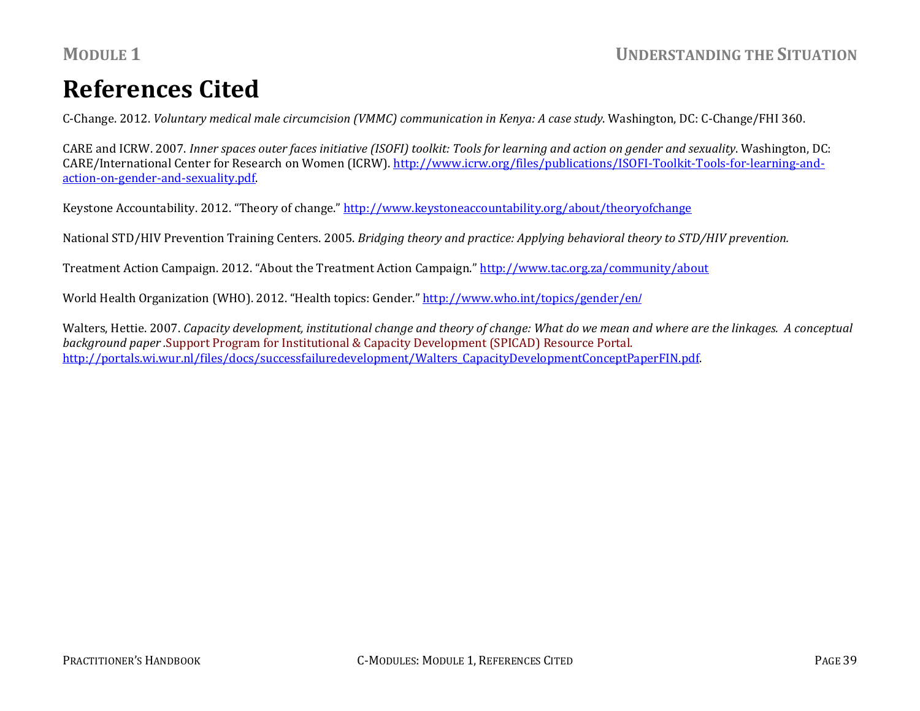# References Cited

C-Change. 2012. *Voluntary medical male circumcision (VMMC) communication in Kenya: A case study*. Washington, DC: C-Change/FHI 360.

CARE and ICRW. 2007. *Inner spaces outer faces initiative (ISOFI) toolkit: Tools for learning and action on gender and sexuality*. Washington, DC: CARE/International Center for Research on Women (ICRW). http://www.icrw.org/files/publications/ISOFI-Toolkit-Tools-for-learning-and-action-on-gender-and-sexuality.pdf.

Keystone Accountability. 2012. "Theory of change." http://www.keystoneaccountability.org/about/theoryofchange

National STD/HIV Prevention Training Centers. 2005. *Bridging theory and practice: Applying behavioral theory to STD/HIV prevention.*

Treatment Action Campaign. 2012. "About the Treatment Action Campaign." http://www.tac.org.za/community/about

World Health Organization (WHO). 2012. "Health topics: Gender." http://www.who.int/topics/gender/en/

Walters, Hettie. 2007. *Capacity development, institutional change and theory of change: What do we mean and where are the linkages. A conceptual background paper* .Support Program for Institutional & Capacity Development (SPICAD) Resource Portal. http://portals.wi.wur.nl/files/docs/successfailuredevelopment/Walters_CapacityDevelopmentConceptPaperFIN.pdf.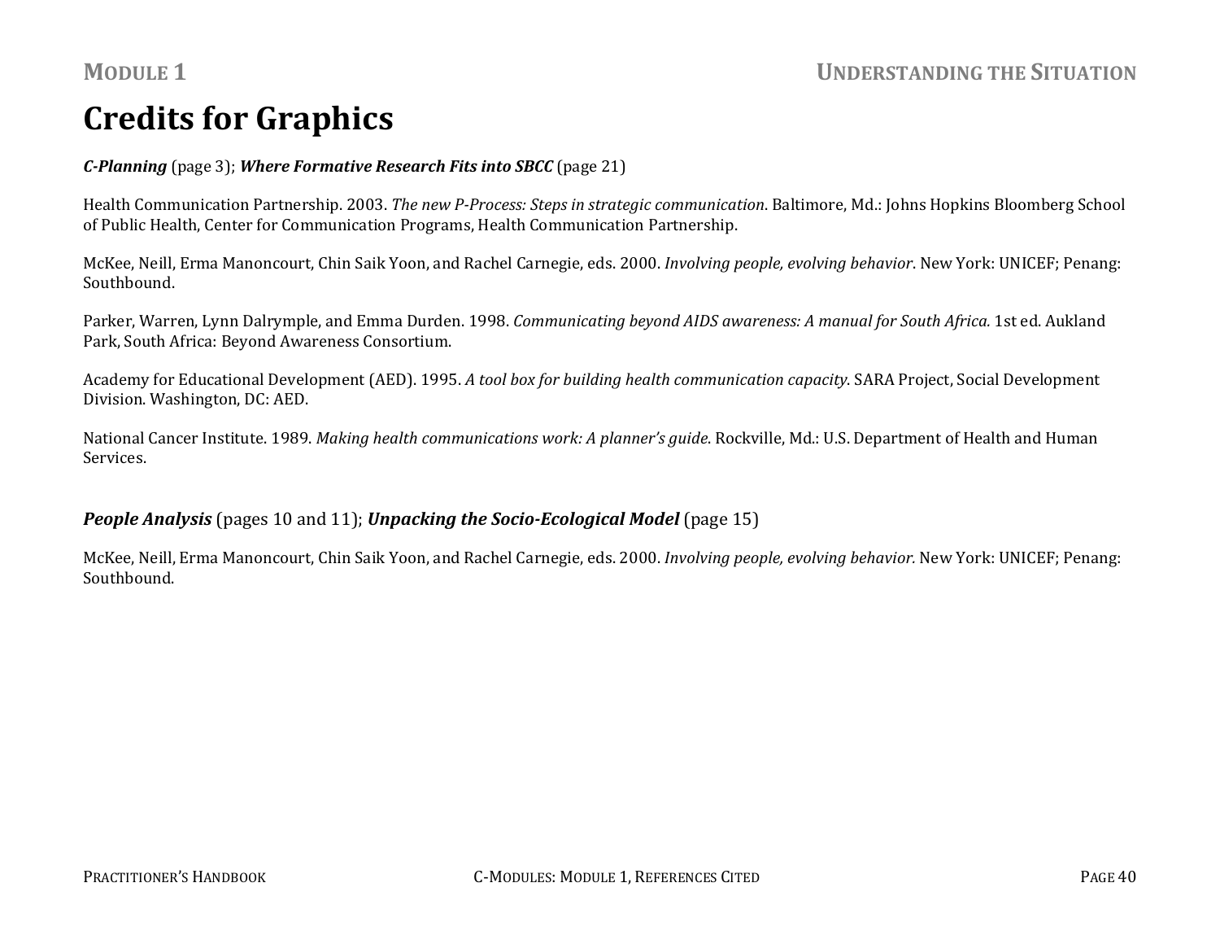# Credits for Graphics

***C-Planning*** (page 3); ***Where Formative Research Fits into SBCC*** (page 21)

Health Communication Partnership. 2003. *The new P-Process: Steps in strategic communication*. Baltimore, Md.: Johns Hopkins Bloomberg School of Public Health, Center for Communication Programs, Health Communication Partnership.

McKee, Neill, Erma Manoncourt, Chin Saik Yoon, and Rachel Carnegie, eds. 2000. *Involving people, evolving behavior*. New York: UNICEF; Penang: Southbound.

Parker, Warren, Lynn Dalrymple, and Emma Durden. 1998. *Communicating beyond AIDS awareness: A manual for South Africa.* 1st ed. Aukland Park, South Africa: Beyond Awareness Consortium.

Academy for Educational Development (AED). 1995. *A tool box for building health communication capacity*. SARA Project, Social Development Division. Washington, DC: AED.

National Cancer Institute. 1989. *Making health communications work: A planner's guide*. Rockville, Md.: U.S. Department of Health and Human Services.

***People Analysis*** (pages 10 and 11); ***Unpacking the Socio-Ecological Model*** (page 15)

McKee, Neill, Erma Manoncourt, Chin Saik Yoon, and Rachel Carnegie, eds. 2000. *Involving people, evolving behavior.* New York: UNICEF; Penang: Southbound.